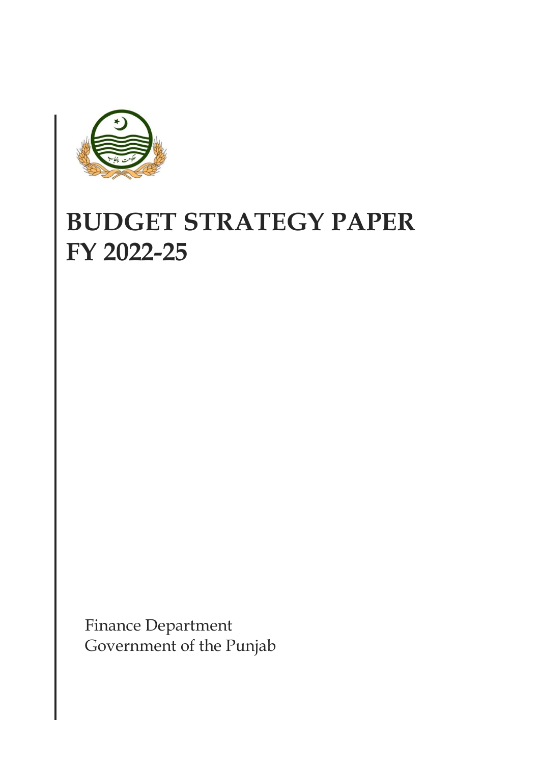# BUDGET STRATEGY PAPER FY 2022-25

Finance Department
Government of the Punjab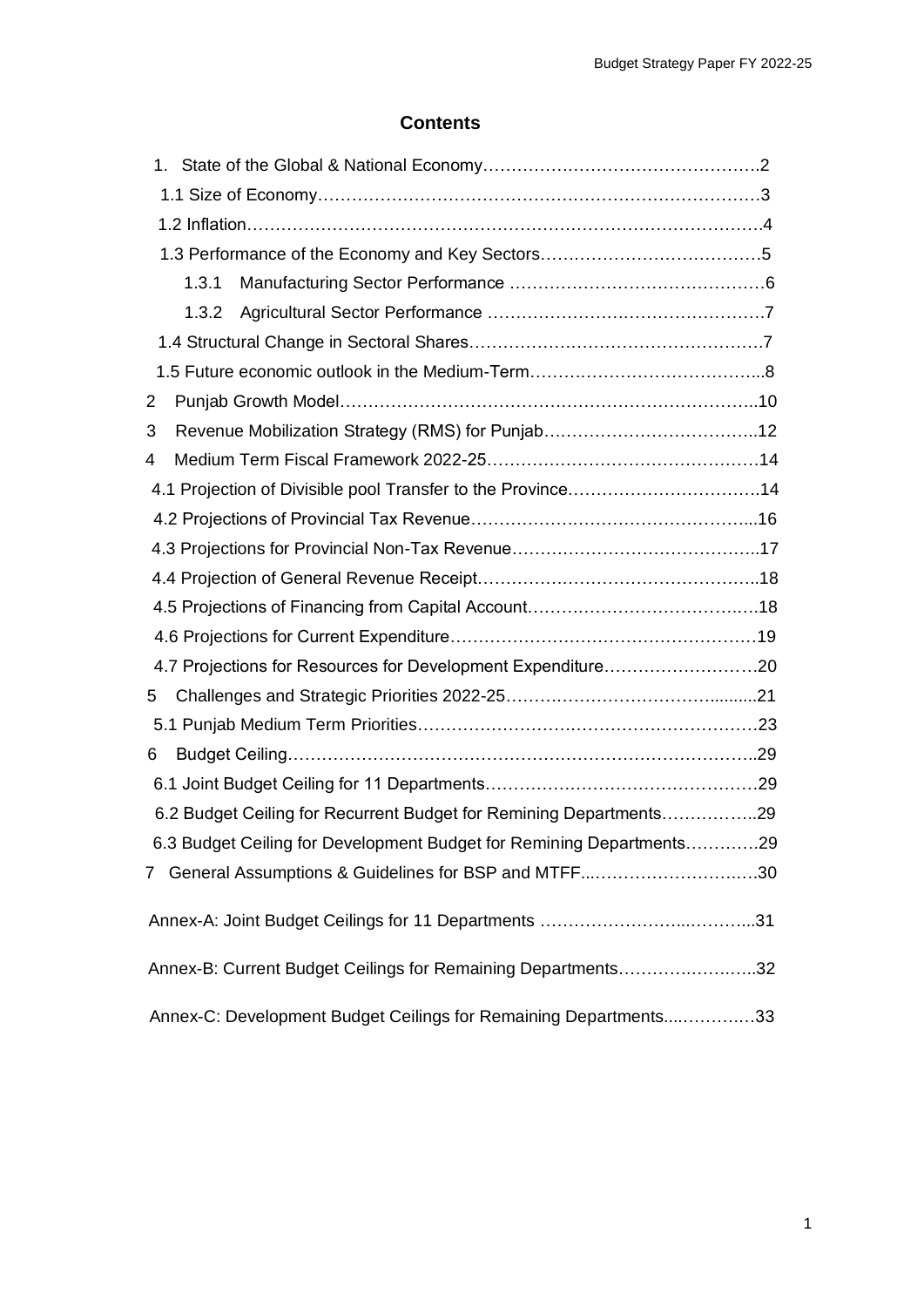## Contents

1. State of the Global & National Economy……………………………………………2
 1.1 Size of Economy……………………………………………………………………3
 1.2 Inflation………………………………………………………………………………4
 1.3 Performance of the Economy and Key Sectors…………………………………5
  1.3.1 Manufacturing Sector Performance ………………………………………6
  1.3.2 Agricultural Sector Performance …………………………………………7
 1.4 Structural Change in Sectoral Shares……………………………………………7
 1.5 Future economic outlook in the Medium-Term…………………………………..8
2 Punjab Growth Model………………………………………………………………..10
3 Revenue Mobilization Strategy (RMS) for Punjab………………………………..12
4 Medium Term Fiscal Framework 2022-25…………………………………………14
 4.1 Projection of Divisible pool Transfer to the Province……………………………14
 4.2 Projections of Provincial Tax Revenue…………………………………………...16
 4.3 Projections for Provincial Non-Tax Revenue……………………………………..17
 4.4 Projection of General Revenue Receipt…………………………………………..18
 4.5 Projections of Financing from Capital Account…………………………………18
 4.6 Projections for Current Expenditure………………………………………………19
 4.7 Projections for Resources for Development Expenditure………………………20
5 Challenges and Strategic Priorities 2022-25………………………………..........21
 5.1 Punjab Medium Term Priorities……………………………………………………23
6 Budget Ceiling…………………………………………………………………………..29
 6.1 Joint Budget Ceiling for 11 Departments…………………………………………29
 6.2 Budget Ceiling for Recurrent Budget for Remining Departments……………..29
 6.3 Budget Ceiling for Development Budget for Remining Departments………….29
7 General Assumptions & Guidelines for BSP and MTFF...…………………………30

Annex-A: Joint Budget Ceilings for 11 Departments …………………...………...31

Annex-B: Current Budget Ceilings for Remaining Departments…………………..32

Annex-C: Development Budget Ceilings for Remaining Departments....…………33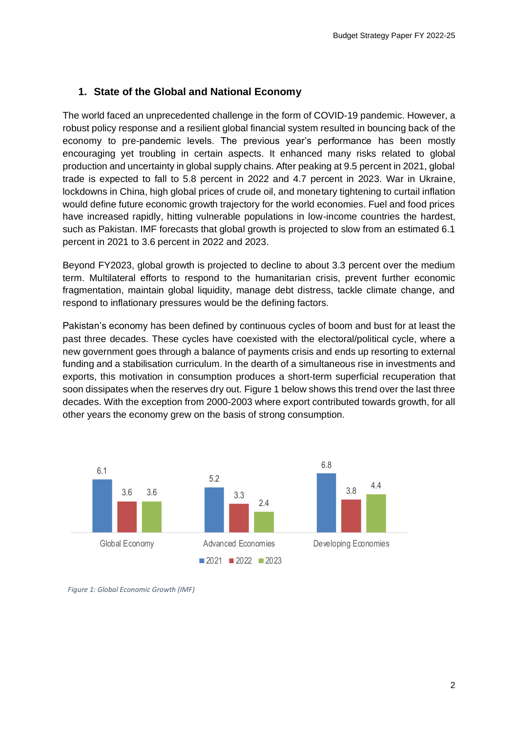## 1. State of the Global and National Economy

The world faced an unprecedented challenge in the form of COVID-19 pandemic. However, a robust policy response and a resilient global financial system resulted in bouncing back of the economy to pre-pandemic levels. The previous year's performance has been mostly encouraging yet troubling in certain aspects. It enhanced many risks related to global production and uncertainty in global supply chains. After peaking at 9.5 percent in 2021, global trade is expected to fall to 5.8 percent in 2022 and 4.7 percent in 2023. War in Ukraine, lockdowns in China, high global prices of crude oil, and monetary tightening to curtail inflation would define future economic growth trajectory for the world economies. Fuel and food prices have increased rapidly, hitting vulnerable populations in low-income countries the hardest, such as Pakistan. IMF forecasts that global growth is projected to slow from an estimated 6.1 percent in 2021 to 3.6 percent in 2022 and 2023.

Beyond FY2023, global growth is projected to decline to about 3.3 percent over the medium term. Multilateral efforts to respond to the humanitarian crisis, prevent further economic fragmentation, maintain global liquidity, manage debt distress, tackle climate change, and respond to inflationary pressures would be the defining factors.

Pakistan's economy has been defined by continuous cycles of boom and bust for at least the past three decades. These cycles have coexisted with the electoral/political cycle, where a new government goes through a balance of payments crisis and ends up resorting to external funding and a stabilisation curriculum. In the dearth of a simultaneous rise in investments and exports, this motivation in consumption produces a short-term superficial recuperation that soon dissipates when the reserves dry out. Figure 1 below shows this trend over the last three decades. With the exception from 2000-2003 where export contributed towards growth, for all other years the economy grew on the basis of strong consumption.

6.1
3.6
3.6
5.2
3.3
2.4
6.8
3.8
4.4

Global Economy
Advanced Economies
Developing Economies

2021 2022 2023

*Figure 1: Global Economic Growth (IMF)*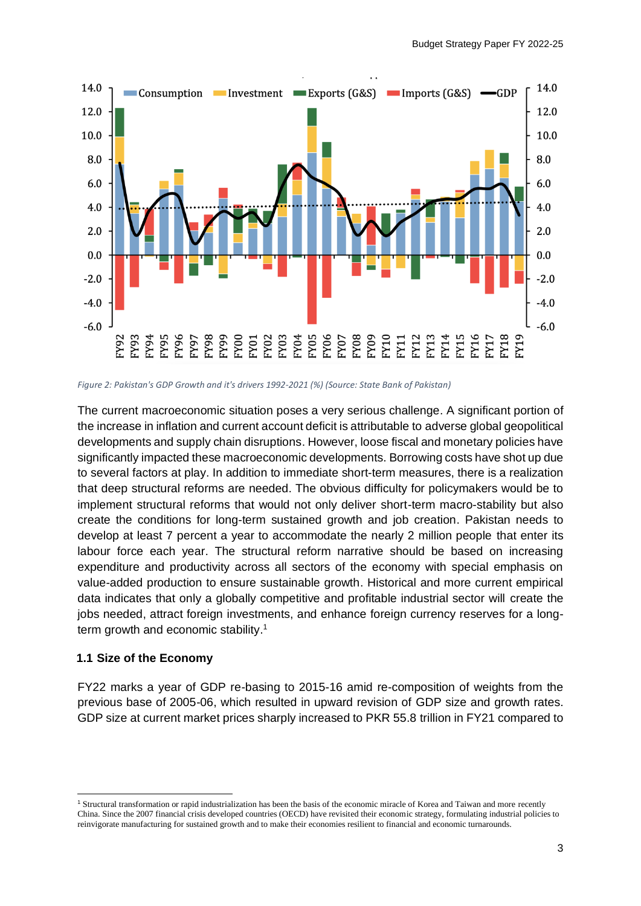14.0 12.0 10.0 8.0 6.0 4.0 2.0 0.0 -2.0 -4.0 -6.0

Consumption Investment Exports (G&S) Imports (G&S) GDP

FY92 FY93 FY94 FY95 FY96 FY97 FY98 FY99 FY00 FY01 FY02 FY03 FY04 FY05 FY06 FY07 FY08 FY09 FY10 FY11 FY12 FY13 FY14 FY15 FY16 FY17 FY18 FY19

*Figure 2: Pakistan's GDP Growth and it's drivers 1992-2021 (%) (Source: State Bank of Pakistan)*

The current macroeconomic situation poses a very serious challenge. A significant portion of the increase in inflation and current account deficit is attributable to adverse global geopolitical developments and supply chain disruptions. However, loose fiscal and monetary policies have significantly impacted these macroeconomic developments. Borrowing costs have shot up due to several factors at play. In addition to immediate short-term measures, there is a realization that deep structural reforms are needed. The obvious difficulty for policymakers would be to implement structural reforms that would not only deliver short-term macro-stability but also create the conditions for long-term sustained growth and job creation. Pakistan needs to develop at least 7 percent a year to accommodate the nearly 2 million people that enter its labour force each year. The structural reform narrative should be based on increasing expenditure and productivity across all sectors of the economy with special emphasis on value-added production to ensure sustainable growth. Historical and more current empirical data indicates that only a globally competitive and profitable industrial sector will create the jobs needed, attract foreign investments, and enhance foreign currency reserves for a long-term growth and economic stability.[1]

### 1.1 Size of the Economy

FY22 marks a year of GDP re-basing to 2015-16 amid re-composition of weights from the previous base of 2005-06, which resulted in upward revision of GDP size and growth rates. GDP size at current market prices sharply increased to PKR 55.8 trillion in FY21 compared to

[1] Structural transformation or rapid industrialization has been the basis of the economic miracle of Korea and Taiwan and more recently China. Since the 2007 financial crisis developed countries (OECD) have revisited their economic strategy, formulating industrial policies to reinvigorate manufacturing for sustained growth and to make their economies resilient to financial and economic turnarounds.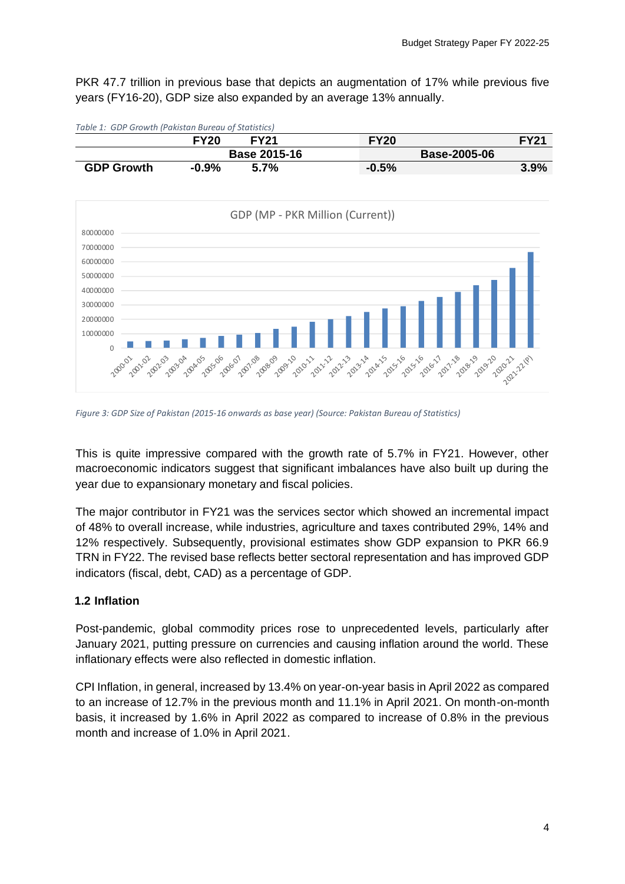PKR 47.7 trillion in previous base that depicts an augmentation of 17% while previous five years (FY16-20), GDP size also expanded by an average 13% annually.

*Table 1: GDP Growth (Pakistan Bureau of Statistics)*

| | FY20 | FY21 | FY20 | FY21 |
|---|---|---|---|---|
| | Base 2015-16 | | Base-2005-06 | |
| **GDP Growth** | **-0.9%** | **5.7%** | **-0.5%** | **3.9%** |

GDP (MP - PKR Million (Current))

80000000
70000000
60000000
50000000
40000000
30000000
20000000
10000000
0

2000-01, 2001-02, 2002-03, 2003-04, 2004-05, 2005-06, 2006-07, 2007-08, 2008-09, 2009-10, 2010-11, 2011-12, 2012-13, 2013-14, 2014-15, 2015-16, 2015-16, 2016-17, 2017-18, 2018-19, 2019-20, 2020-21, 2021-22 (P)

*Figure 3: GDP Size of Pakistan (2015-16 onwards as base year) (Source: Pakistan Bureau of Statistics)*

This is quite impressive compared with the growth rate of 5.7% in FY21. However, other macroeconomic indicators suggest that significant imbalances have also built up during the year due to expansionary monetary and fiscal policies.

The major contributor in FY21 was the services sector which showed an incremental impact of 48% to overall increase, while industries, agriculture and taxes contributed 29%, 14% and 12% respectively. Subsequently, provisional estimates show GDP expansion to PKR 66.9 TRN in FY22. The revised base reflects better sectoral representation and has improved GDP indicators (fiscal, debt, CAD) as a percentage of GDP.

### 1.2 Inflation

Post-pandemic, global commodity prices rose to unprecedented levels, particularly after January 2021, putting pressure on currencies and causing inflation around the world. These inflationary effects were also reflected in domestic inflation.

CPI Inflation, in general, increased by 13.4% on year-on-year basis in April 2022 as compared to an increase of 12.7% in the previous month and 11.1% in April 2021. On month-on-month basis, it increased by 1.6% in April 2022 as compared to increase of 0.8% in the previous month and increase of 1.0% in April 2021.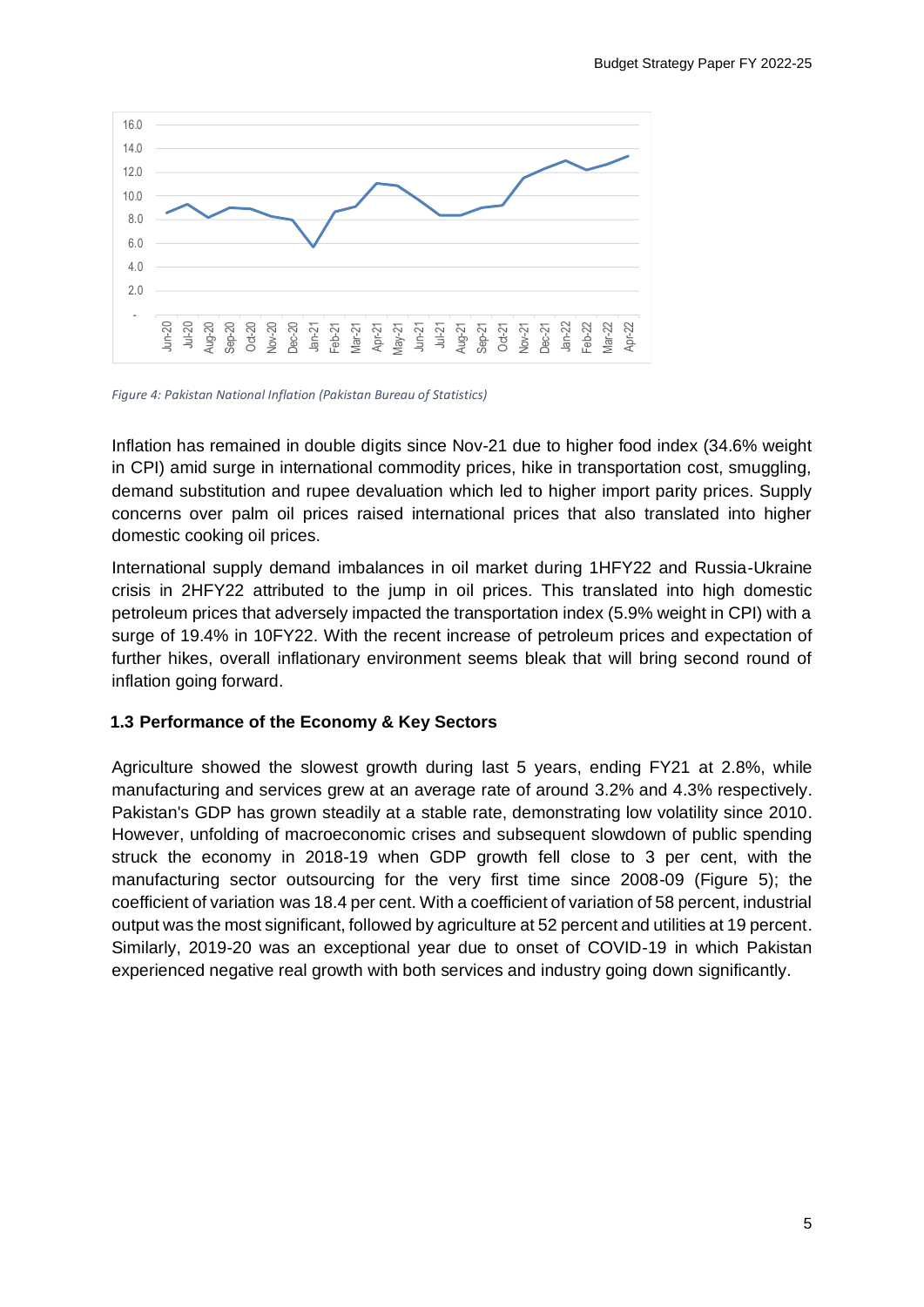16.0
14.0
12.0
10.0
8.0
6.0
4.0
2.0
-

Jun-20 Jul-20 Aug-20 Sep-20 Oct-20 Nov-20 Dec-20 Jan-21 Feb-21 Mar-21 Apr-21 May-21 Jun-21 Jul-21 Aug-21 Sep-21 Oct-21 Nov-21 Dec-21 Jan-22 Feb-22 Mar-22 Apr-22

*Figure 4: Pakistan National Inflation (Pakistan Bureau of Statistics)*

Inflation has remained in double digits since Nov-21 due to higher food index (34.6% weight in CPI) amid surge in international commodity prices, hike in transportation cost, smuggling, demand substitution and rupee devaluation which led to higher import parity prices. Supply concerns over palm oil prices raised international prices that also translated into higher domestic cooking oil prices.

International supply demand imbalances in oil market during 1HFY22 and Russia-Ukraine crisis in 2HFY22 attributed to the jump in oil prices. This translated into high domestic petroleum prices that adversely impacted the transportation index (5.9% weight in CPI) with a surge of 19.4% in 10FY22. With the recent increase of petroleum prices and expectation of further hikes, overall inflationary environment seems bleak that will bring second round of inflation going forward.

### 1.3 Performance of the Economy & Key Sectors

Agriculture showed the slowest growth during last 5 years, ending FY21 at 2.8%, while manufacturing and services grew at an average rate of around 3.2% and 4.3% respectively. Pakistan's GDP has grown steadily at a stable rate, demonstrating low volatility since 2010. However, unfolding of macroeconomic crises and subsequent slowdown of public spending struck the economy in 2018-19 when GDP growth fell close to 3 per cent, with the manufacturing sector outsourcing for the very first time since 2008-09 (Figure 5); the coefficient of variation was 18.4 per cent. With a coefficient of variation of 58 percent, industrial output was the most significant, followed by agriculture at 52 percent and utilities at 19 percent. Similarly, 2019-20 was an exceptional year due to onset of COVID-19 in which Pakistan experienced negative real growth with both services and industry going down significantly.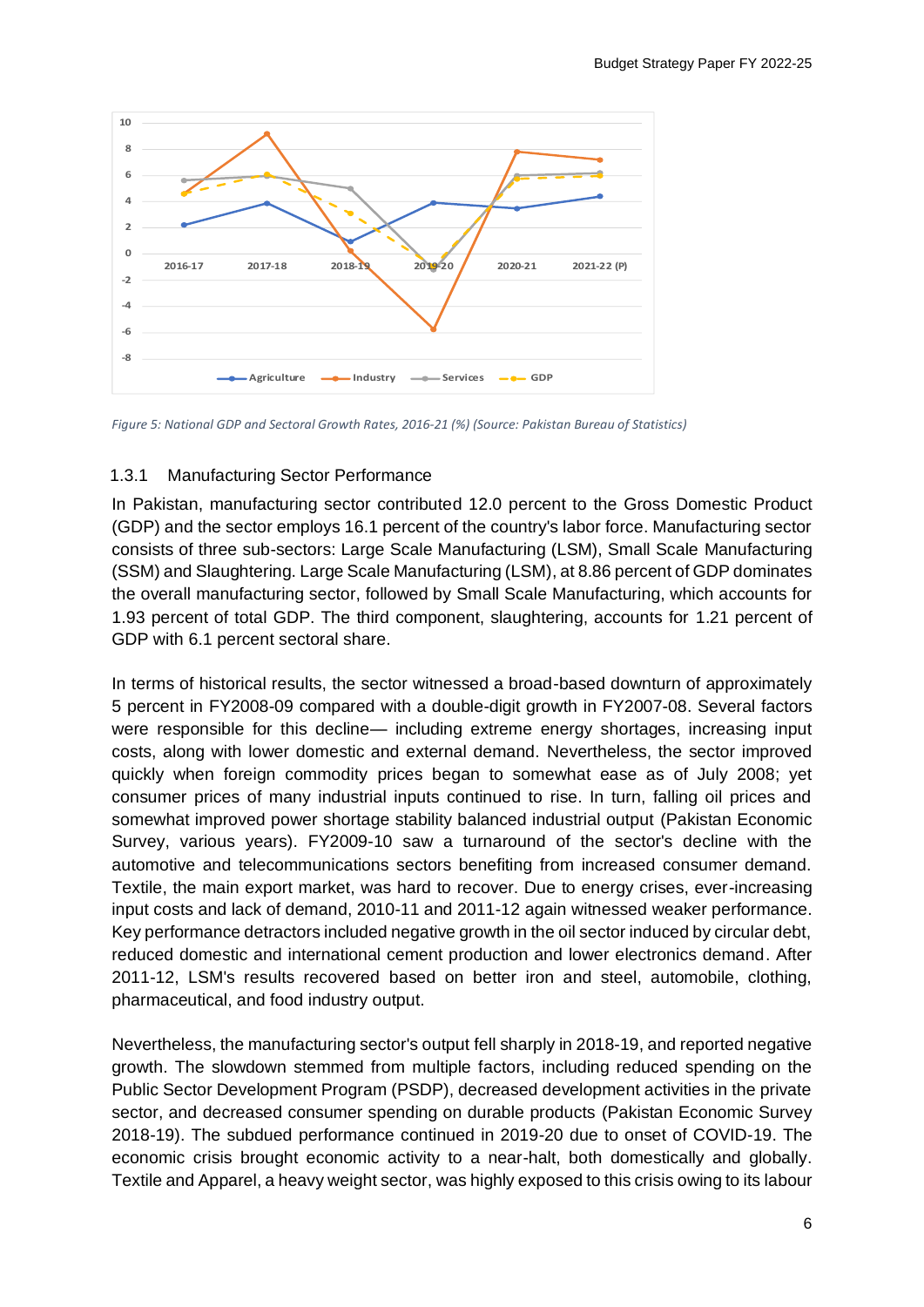10
8
6
4
2
0
-2
-4
-6
-8

2016-17
2017-18
2018-19
2019-20
2020-21
2021-22 (P)

Agriculture
Industry
Services
GDP

*Figure 5: National GDP and Sectoral Growth Rates, 2016-21 (%) (Source: Pakistan Bureau of Statistics)*

### 1.3.1 Manufacturing Sector Performance

In Pakistan, manufacturing sector contributed 12.0 percent to the Gross Domestic Product (GDP) and the sector employs 16.1 percent of the country's labor force. Manufacturing sector consists of three sub-sectors: Large Scale Manufacturing (LSM), Small Scale Manufacturing (SSM) and Slaughtering. Large Scale Manufacturing (LSM), at 8.86 percent of GDP dominates the overall manufacturing sector, followed by Small Scale Manufacturing, which accounts for 1.93 percent of total GDP. The third component, slaughtering, accounts for 1.21 percent of GDP with 6.1 percent sectoral share.

In terms of historical results, the sector witnessed a broad-based downturn of approximately 5 percent in FY2008-09 compared with a double-digit growth in FY2007-08. Several factors were responsible for this decline— including extreme energy shortages, increasing input costs, along with lower domestic and external demand. Nevertheless, the sector improved quickly when foreign commodity prices began to somewhat ease as of July 2008; yet consumer prices of many industrial inputs continued to rise. In turn, falling oil prices and somewhat improved power shortage stability balanced industrial output (Pakistan Economic Survey, various years). FY2009-10 saw a turnaround of the sector's decline with the automotive and telecommunications sectors benefiting from increased consumer demand. Textile, the main export market, was hard to recover. Due to energy crises, ever-increasing input costs and lack of demand, 2010-11 and 2011-12 again witnessed weaker performance. Key performance detractors included negative growth in the oil sector induced by circular debt, reduced domestic and international cement production and lower electronics demand. After 2011-12, LSM's results recovered based on better iron and steel, automobile, clothing, pharmaceutical, and food industry output.

Nevertheless, the manufacturing sector's output fell sharply in 2018-19, and reported negative growth. The slowdown stemmed from multiple factors, including reduced spending on the Public Sector Development Program (PSDP), decreased development activities in the private sector, and decreased consumer spending on durable products (Pakistan Economic Survey 2018-19). The subdued performance continued in 2019-20 due to onset of COVID-19. The economic crisis brought economic activity to a near-halt, both domestically and globally. Textile and Apparel, a heavy weight sector, was highly exposed to this crisis owing to its labour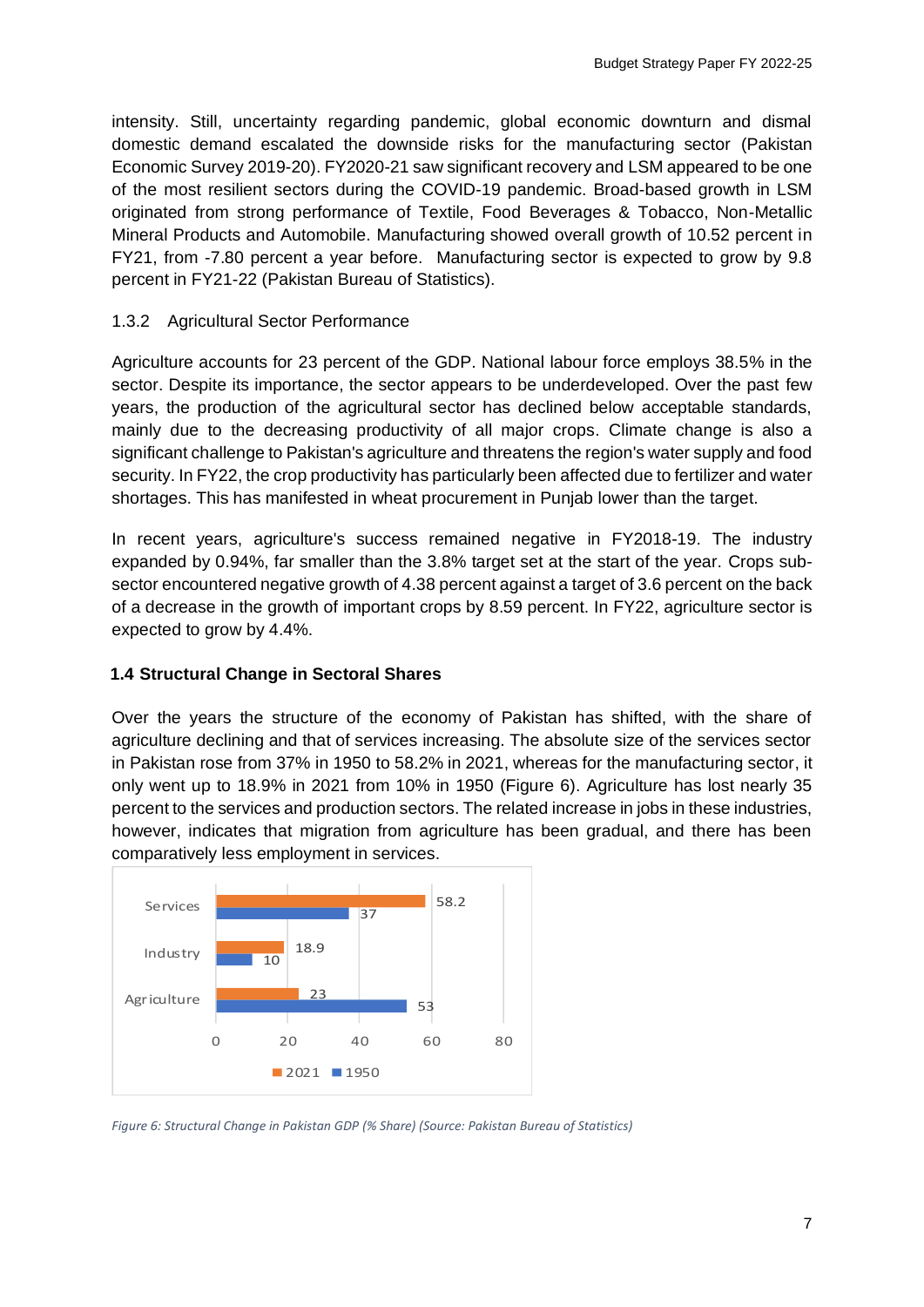intensity. Still, uncertainty regarding pandemic, global economic downturn and dismal domestic demand escalated the downside risks for the manufacturing sector (Pakistan Economic Survey 2019-20). FY2020-21 saw significant recovery and LSM appeared to be one of the most resilient sectors during the COVID-19 pandemic. Broad-based growth in LSM originated from strong performance of Textile, Food Beverages & Tobacco, Non-Metallic Mineral Products and Automobile. Manufacturing showed overall growth of 10.52 percent in FY21, from -7.80 percent a year before. Manufacturing sector is expected to grow by 9.8 percent in FY21-22 (Pakistan Bureau of Statistics).

### 1.3.2 Agricultural Sector Performance

Agriculture accounts for 23 percent of the GDP. National labour force employs 38.5% in the sector. Despite its importance, the sector appears to be underdeveloped. Over the past few years, the production of the agricultural sector has declined below acceptable standards, mainly due to the decreasing productivity of all major crops. Climate change is also a significant challenge to Pakistan's agriculture and threatens the region's water supply and food security. In FY22, the crop productivity has particularly been affected due to fertilizer and water shortages. This has manifested in wheat procurement in Punjab lower than the target.

In recent years, agriculture's success remained negative in FY2018-19. The industry expanded by 0.94%, far smaller than the 3.8% target set at the start of the year. Crops sub-sector encountered negative growth of 4.38 percent against a target of 3.6 percent on the back of a decrease in the growth of important crops by 8.59 percent. In FY22, agriculture sector is expected to grow by 4.4%.

## 1.4 Structural Change in Sectoral Shares

Over the years the structure of the economy of Pakistan has shifted, with the share of agriculture declining and that of services increasing. The absolute size of the services sector in Pakistan rose from 37% in 1950 to 58.2% in 2021, whereas for the manufacturing sector, it only went up to 18.9% in 2021 from 10% in 1950 (Figure 6). Agriculture has lost nearly 35 percent to the services and production sectors. The related increase in jobs in these industries, however, indicates that migration from agriculture has been gradual, and there has been comparatively less employment in services.

Services
58.2
37
Industry
18.9
10
Agriculture
23
53
0 20 40 60 80
2021 1950

*Figure 6: Structural Change in Pakistan GDP (% Share) (Source: Pakistan Bureau of Statistics)*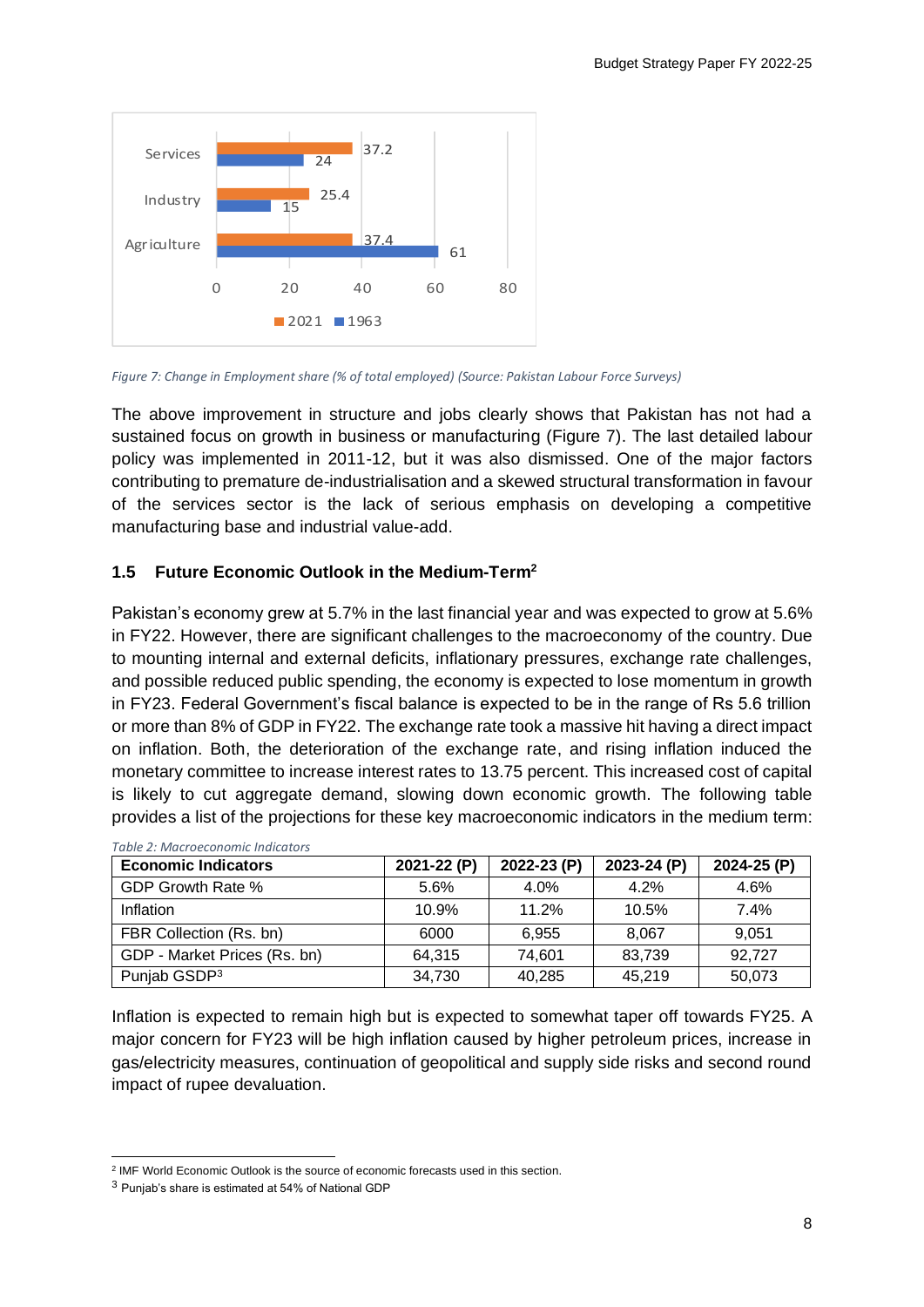Services
Industry
Agriculture
37.2
24
25.4
15
37.4
61
0
20
40
60
80
2021
1963

*Figure 7: Change in Employment share (% of total employed) (Source: Pakistan Labour Force Surveys)*

The above improvement in structure and jobs clearly shows that Pakistan has not had a sustained focus on growth in business or manufacturing (Figure 7). The last detailed labour policy was implemented in 2011-12, but it was also dismissed. One of the major factors contributing to premature de-industrialisation and a skewed structural transformation in favour of the services sector is the lack of serious emphasis on developing a competitive manufacturing base and industrial value-add.

### 1.5 Future Economic Outlook in the Medium-Term[2]

Pakistan's economy grew at 5.7% in the last financial year and was expected to grow at 5.6% in FY22. However, there are significant challenges to the macroeconomy of the country. Due to mounting internal and external deficits, inflationary pressures, exchange rate challenges, and possible reduced public spending, the economy is expected to lose momentum in growth in FY23. Federal Government's fiscal balance is expected to be in the range of Rs 5.6 trillion or more than 8% of GDP in FY22. The exchange rate took a massive hit having a direct impact on inflation. Both, the deterioration of the exchange rate, and rising inflation induced the monetary committee to increase interest rates to 13.75 percent. This increased cost of capital is likely to cut aggregate demand, slowing down economic growth. The following table provides a list of the projections for these key macroeconomic indicators in the medium term:

*Table 2: Macroeconomic Indicators*

| Economic Indicators | 2021-22 (P) | 2022-23 (P) | 2023-24 (P) | 2024-25 (P) |
|---|---|---|---|---|
| GDP Growth Rate % | 5.6% | 4.0% | 4.2% | 4.6% |
| Inflation | 10.9% | 11.2% | 10.5% | 7.4% |
| FBR Collection (Rs. bn) | 6000 | 6,955 | 8,067 | 9,051 |
| GDP - Market Prices (Rs. bn) | 64,315 | 74,601 | 83,739 | 92,727 |
| Punjab GSDP[3] | 34,730 | 40,285 | 45,219 | 50,073 |

Inflation is expected to remain high but is expected to somewhat taper off towards FY25. A major concern for FY23 will be high inflation caused by higher petroleum prices, increase in gas/electricity measures, continuation of geopolitical and supply side risks and second round impact of rupee devaluation.

[2] IMF World Economic Outlook is the source of economic forecasts used in this section.

[3] Punjab's share is estimated at 54% of National GDP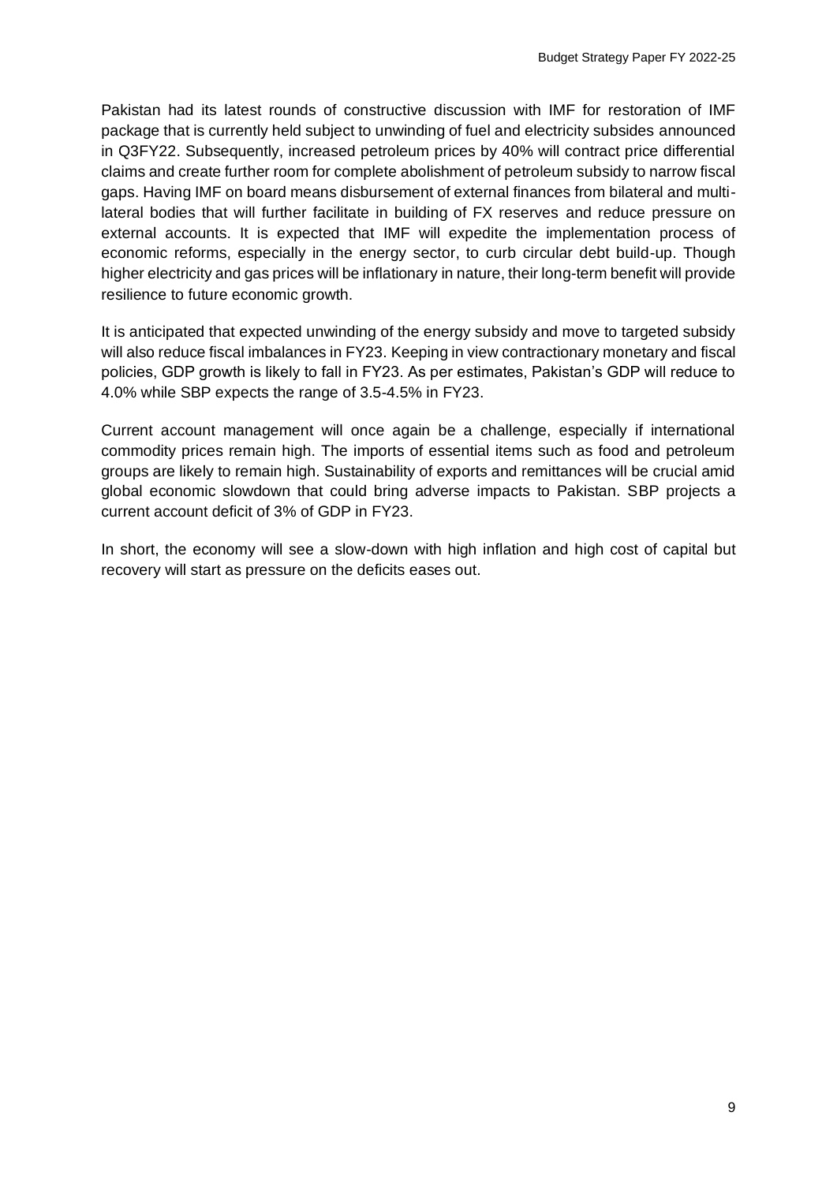Pakistan had its latest rounds of constructive discussion with IMF for restoration of IMF package that is currently held subject to unwinding of fuel and electricity subsides announced in Q3FY22. Subsequently, increased petroleum prices by 40% will contract price differential claims and create further room for complete abolishment of petroleum subsidy to narrow fiscal gaps. Having IMF on board means disbursement of external finances from bilateral and multi-lateral bodies that will further facilitate in building of FX reserves and reduce pressure on external accounts. It is expected that IMF will expedite the implementation process of economic reforms, especially in the energy sector, to curb circular debt build-up. Though higher electricity and gas prices will be inflationary in nature, their long-term benefit will provide resilience to future economic growth.

It is anticipated that expected unwinding of the energy subsidy and move to targeted subsidy will also reduce fiscal imbalances in FY23. Keeping in view contractionary monetary and fiscal policies, GDP growth is likely to fall in FY23. As per estimates, Pakistan's GDP will reduce to 4.0% while SBP expects the range of 3.5-4.5% in FY23.

Current account management will once again be a challenge, especially if international commodity prices remain high. The imports of essential items such as food and petroleum groups are likely to remain high. Sustainability of exports and remittances will be crucial amid global economic slowdown that could bring adverse impacts to Pakistan. SBP projects a current account deficit of 3% of GDP in FY23.

In short, the economy will see a slow-down with high inflation and high cost of capital but recovery will start as pressure on the deficits eases out.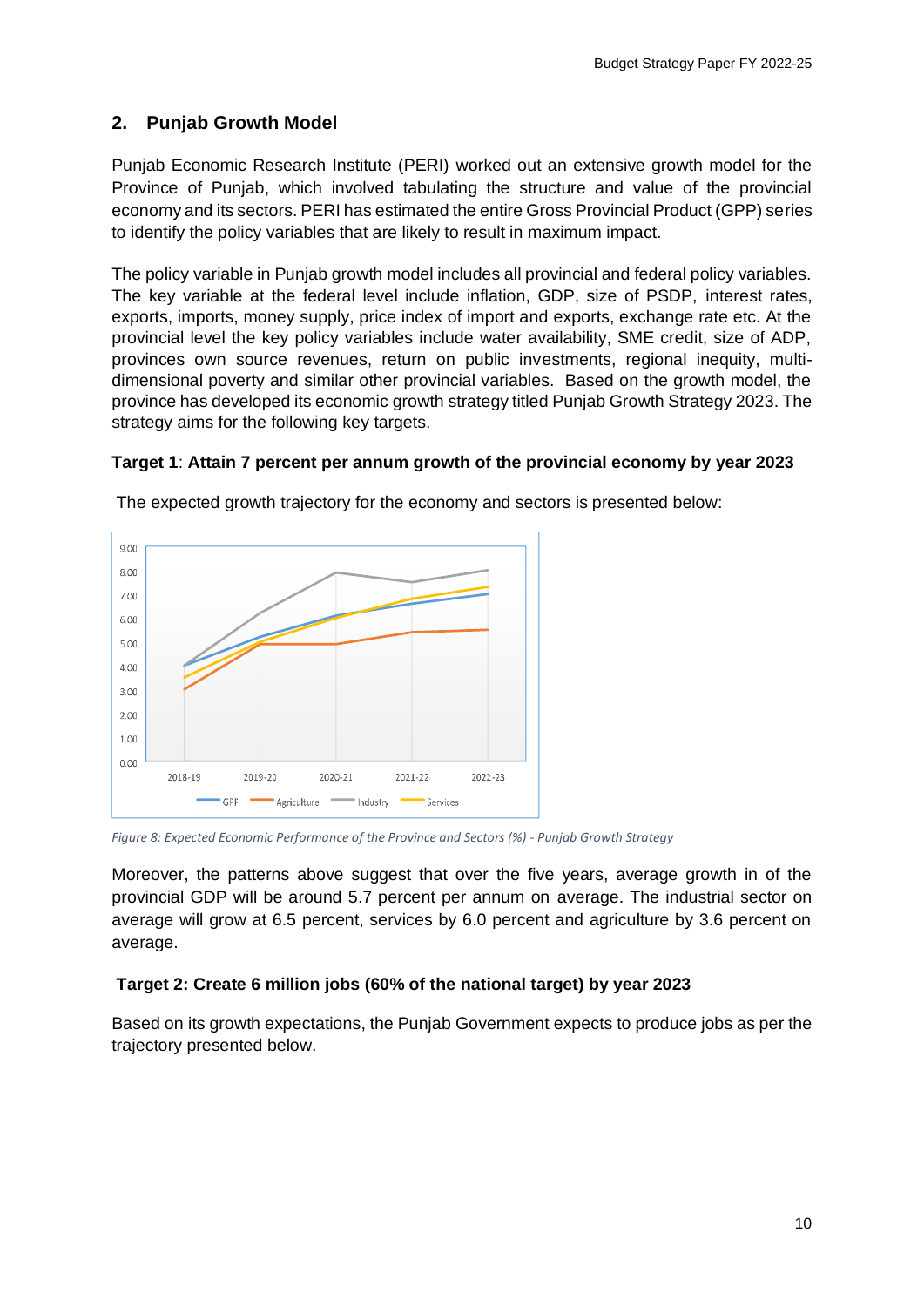## 2. Punjab Growth Model

Punjab Economic Research Institute (PERI) worked out an extensive growth model for the Province of Punjab, which involved tabulating the structure and value of the provincial economy and its sectors. PERI has estimated the entire Gross Provincial Product (GPP) series to identify the policy variables that are likely to result in maximum impact.

The policy variable in Punjab growth model includes all provincial and federal policy variables. The key variable at the federal level include inflation, GDP, size of PSDP, interest rates, exports, imports, money supply, price index of import and exports, exchange rate etc. At the provincial level the key policy variables include water availability, SME credit, size of ADP, provinces own source revenues, return on public investments, regional inequity, multi-dimensional poverty and similar other provincial variables. Based on the growth model, the province has developed its economic growth strategy titled Punjab Growth Strategy 2023. The strategy aims for the following key targets.

**Target 1**: **Attain 7 percent per annum growth of the provincial economy by year 2023**

The expected growth trajectory for the economy and sectors is presented below:

9.00
8.00
7.00
6.00
5.00
4.00
3.00
2.00
1.00
0.00

2018-19 2019-20 2020-21 2021-22 2022-23

GPP Agriculture Industry Services

*Figure 8: Expected Economic Performance of the Province and Sectors (%) - Punjab Growth Strategy*

Moreover, the patterns above suggest that over the five years, average growth in of the provincial GDP will be around 5.7 percent per annum on average. The industrial sector on average will grow at 6.5 percent, services by 6.0 percent and agriculture by 3.6 percent on average.

**Target 2: Create 6 million jobs (60% of the national target) by year 2023**

Based on its growth expectations, the Punjab Government expects to produce jobs as per the trajectory presented below.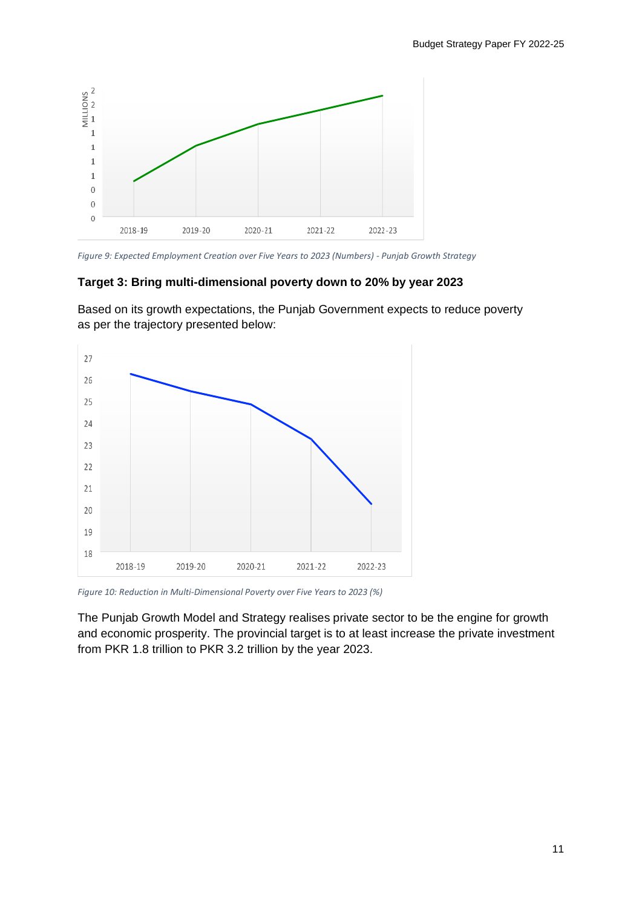MILLIONS

2
2
1
1
1
1
1
0
0
0

2018-19
2019-20
2020-21
2021-22
2022-23

*Figure 9: Expected Employment Creation over Five Years to 2023 (Numbers) - Punjab Growth Strategy*

**Target 3: Bring multi-dimensional poverty down to 20% by year 2023**

Based on its growth expectations, the Punjab Government expects to reduce poverty as per the trajectory presented below:

27
26
25
24
23
22
21
20
19
18

2018-19
2019-20
2020-21
2021-22
2022-23

*Figure 10: Reduction in Multi-Dimensional Poverty over Five Years to 2023 (%)*

The Punjab Growth Model and Strategy realises private sector to be the engine for growth and economic prosperity. The provincial target is to at least increase the private investment from PKR 1.8 trillion to PKR 3.2 trillion by the year 2023.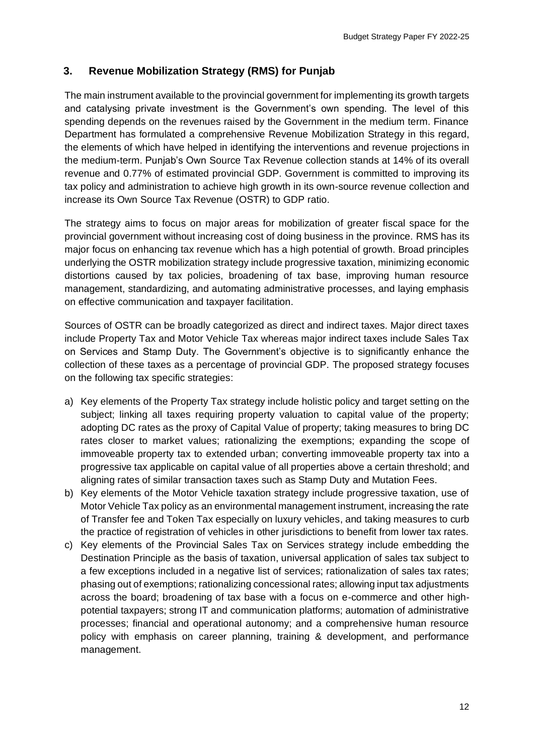## 3. Revenue Mobilization Strategy (RMS) for Punjab

The main instrument available to the provincial government for implementing its growth targets and catalysing private investment is the Government's own spending. The level of this spending depends on the revenues raised by the Government in the medium term. Finance Department has formulated a comprehensive Revenue Mobilization Strategy in this regard, the elements of which have helped in identifying the interventions and revenue projections in the medium-term. Punjab's Own Source Tax Revenue collection stands at 14% of its overall revenue and 0.77% of estimated provincial GDP. Government is committed to improving its tax policy and administration to achieve high growth in its own-source revenue collection and increase its Own Source Tax Revenue (OSTR) to GDP ratio.

The strategy aims to focus on major areas for mobilization of greater fiscal space for the provincial government without increasing cost of doing business in the province. RMS has its major focus on enhancing tax revenue which has a high potential of growth. Broad principles underlying the OSTR mobilization strategy include progressive taxation, minimizing economic distortions caused by tax policies, broadening of tax base, improving human resource management, standardizing, and automating administrative processes, and laying emphasis on effective communication and taxpayer facilitation.

Sources of OSTR can be broadly categorized as direct and indirect taxes. Major direct taxes include Property Tax and Motor Vehicle Tax whereas major indirect taxes include Sales Tax on Services and Stamp Duty. The Government's objective is to significantly enhance the collection of these taxes as a percentage of provincial GDP. The proposed strategy focuses on the following tax specific strategies:

a) Key elements of the Property Tax strategy include holistic policy and target setting on the subject; linking all taxes requiring property valuation to capital value of the property; adopting DC rates as the proxy of Capital Value of property; taking measures to bring DC rates closer to market values; rationalizing the exemptions; expanding the scope of immoveable property tax to extended urban; converting immoveable property tax into a progressive tax applicable on capital value of all properties above a certain threshold; and aligning rates of similar transaction taxes such as Stamp Duty and Mutation Fees.
b) Key elements of the Motor Vehicle taxation strategy include progressive taxation, use of Motor Vehicle Tax policy as an environmental management instrument, increasing the rate of Transfer fee and Token Tax especially on luxury vehicles, and taking measures to curb the practice of registration of vehicles in other jurisdictions to benefit from lower tax rates.
c) Key elements of the Provincial Sales Tax on Services strategy include embedding the Destination Principle as the basis of taxation, universal application of sales tax subject to a few exceptions included in a negative list of services; rationalization of sales tax rates; phasing out of exemptions; rationalizing concessional rates; allowing input tax adjustments across the board; broadening of tax base with a focus on e-commerce and other high-potential taxpayers; strong IT and communication platforms; automation of administrative processes; financial and operational autonomy; and a comprehensive human resource policy with emphasis on career planning, training & development, and performance management.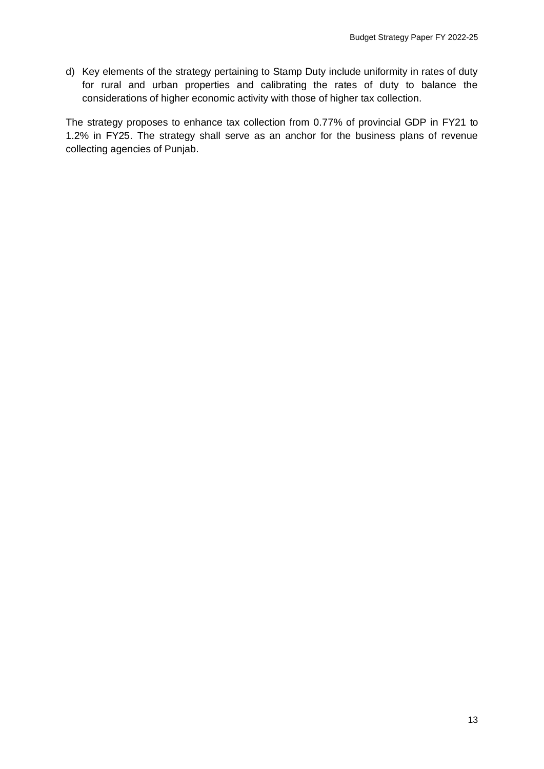d) Key elements of the strategy pertaining to Stamp Duty include uniformity in rates of duty for rural and urban properties and calibrating the rates of duty to balance the considerations of higher economic activity with those of higher tax collection.

The strategy proposes to enhance tax collection from 0.77% of provincial GDP in FY21 to 1.2% in FY25. The strategy shall serve as an anchor for the business plans of revenue collecting agencies of Punjab.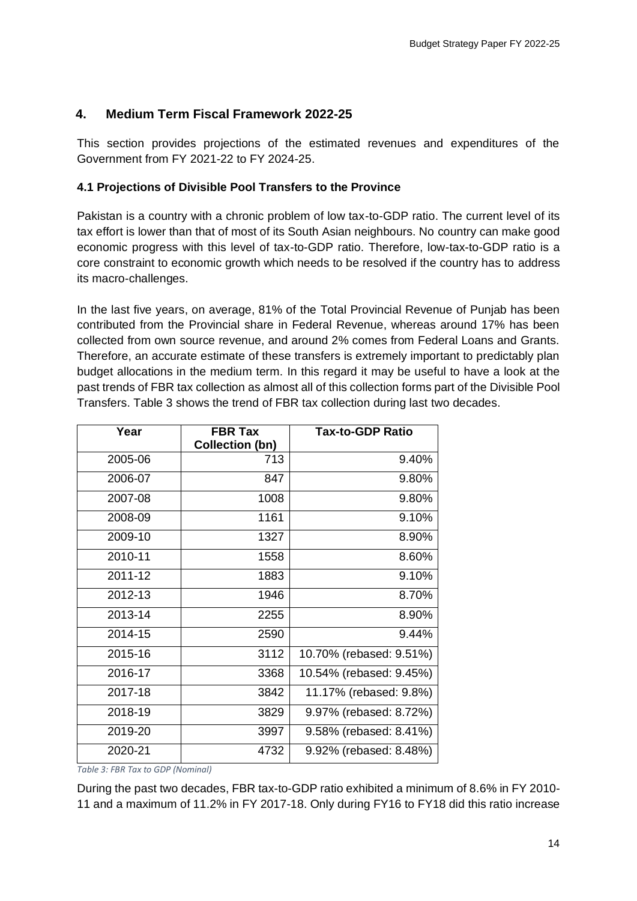## 4. Medium Term Fiscal Framework 2022-25

This section provides projections of the estimated revenues and expenditures of the Government from FY 2021-22 to FY 2024-25.

### 4.1 Projections of Divisible Pool Transfers to the Province

Pakistan is a country with a chronic problem of low tax-to-GDP ratio. The current level of its tax effort is lower than that of most of its South Asian neighbours. No country can make good economic progress with this level of tax-to-GDP ratio. Therefore, low-tax-to-GDP ratio is a core constraint to economic growth which needs to be resolved if the country has to address its macro-challenges.

In the last five years, on average, 81% of the Total Provincial Revenue of Punjab has been contributed from the Provincial share in Federal Revenue, whereas around 17% has been collected from own source revenue, and around 2% comes from Federal Loans and Grants. Therefore, an accurate estimate of these transfers is extremely important to predictably plan budget allocations in the medium term. In this regard it may be useful to have a look at the past trends of FBR tax collection as almost all of this collection forms part of the Divisible Pool Transfers. Table 3 shows the trend of FBR tax collection during last two decades.

| Year | FBR Tax Collection (bn) | Tax-to-GDP Ratio |
|---|---|---|
| 2005-06 | 713 | 9.40% |
| 2006-07 | 847 | 9.80% |
| 2007-08 | 1008 | 9.80% |
| 2008-09 | 1161 | 9.10% |
| 2009-10 | 1327 | 8.90% |
| 2010-11 | 1558 | 8.60% |
| 2011-12 | 1883 | 9.10% |
| 2012-13 | 1946 | 8.70% |
| 2013-14 | 2255 | 8.90% |
| 2014-15 | 2590 | 9.44% |
| 2015-16 | 3112 | 10.70% (rebased: 9.51%) |
| 2016-17 | 3368 | 10.54% (rebased: 9.45%) |
| 2017-18 | 3842 | 11.17% (rebased: 9.8%) |
| 2018-19 | 3829 | 9.97% (rebased: 8.72%) |
| 2019-20 | 3997 | 9.58% (rebased: 8.41%) |
| 2020-21 | 4732 | 9.92% (rebased: 8.48%) |

*Table 3: FBR Tax to GDP (Nominal)*

During the past two decades, FBR tax-to-GDP ratio exhibited a minimum of 8.6% in FY 2010-11 and a maximum of 11.2% in FY 2017-18. Only during FY16 to FY18 did this ratio increase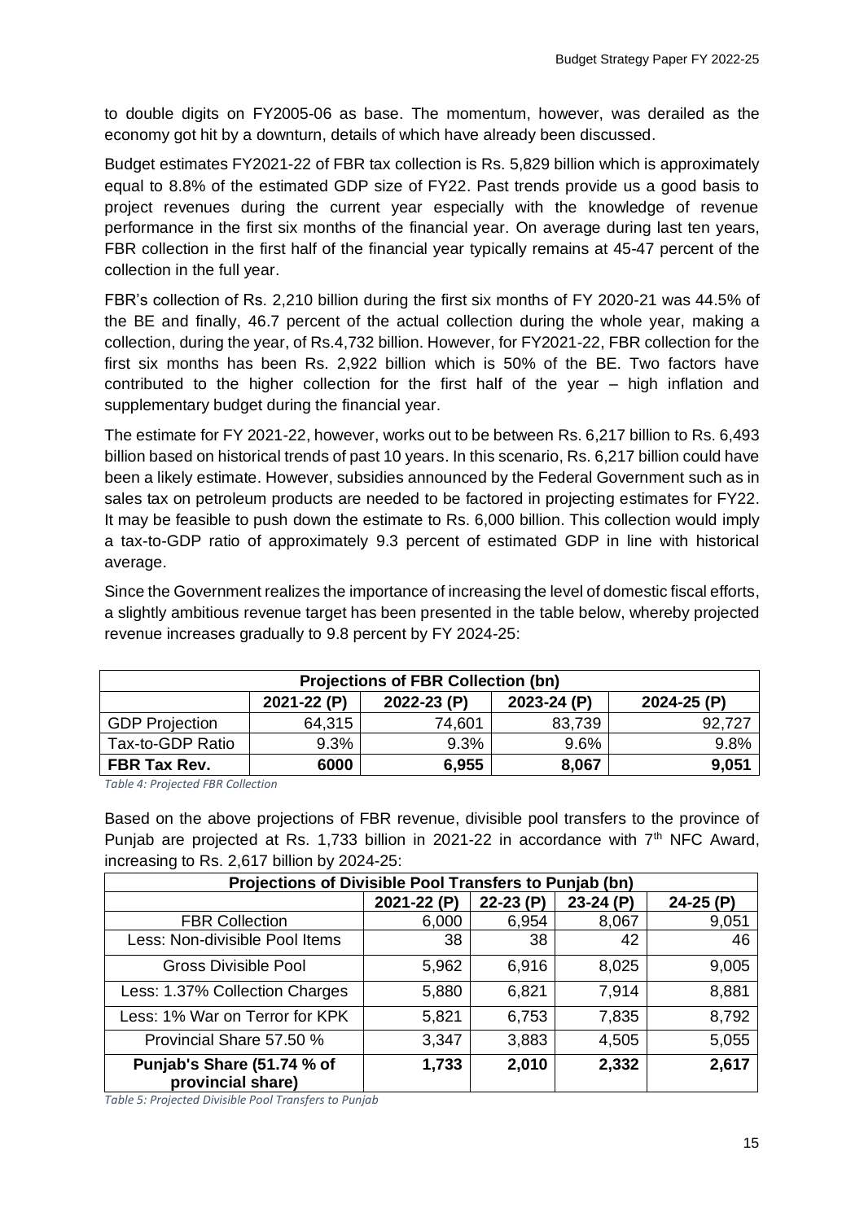to double digits on FY2005-06 as base. The momentum, however, was derailed as the economy got hit by a downturn, details of which have already been discussed.

Budget estimates FY2021-22 of FBR tax collection is Rs. 5,829 billion which is approximately equal to 8.8% of the estimated GDP size of FY22. Past trends provide us a good basis to project revenues during the current year especially with the knowledge of revenue performance in the first six months of the financial year. On average during last ten years, FBR collection in the first half of the financial year typically remains at 45-47 percent of the collection in the full year.

FBR's collection of Rs. 2,210 billion during the first six months of FY 2020-21 was 44.5% of the BE and finally, 46.7 percent of the actual collection during the whole year, making a collection, during the year, of Rs.4,732 billion. However, for FY2021-22, FBR collection for the first six months has been Rs. 2,922 billion which is 50% of the BE. Two factors have contributed to the higher collection for the first half of the year – high inflation and supplementary budget during the financial year.

The estimate for FY 2021-22, however, works out to be between Rs. 6,217 billion to Rs. 6,493 billion based on historical trends of past 10 years. In this scenario, Rs. 6,217 billion could have been a likely estimate. However, subsidies announced by the Federal Government such as in sales tax on petroleum products are needed to be factored in projecting estimates for FY22. It may be feasible to push down the estimate to Rs. 6,000 billion. This collection would imply a tax-to-GDP ratio of approximately 9.3 percent of estimated GDP in line with historical average.

Since the Government realizes the importance of increasing the level of domestic fiscal efforts, a slightly ambitious revenue target has been presented in the table below, whereby projected revenue increases gradually to 9.8 percent by FY 2024-25:

| Projections of FBR Collection (bn) | | | | |
|---|---|---|---|---|
| | 2021-22 (P) | 2022-23 (P) | 2023-24 (P) | 2024-25 (P) |
| GDP Projection | 64,315 | 74,601 | 83,739 | 92,727 |
| Tax-to-GDP Ratio | 9.3% | 9.3% | 9.6% | 9.8% |
| **FBR Tax Rev.** | **6000** | **6,955** | **8,067** | **9,051** |

*Table 4: Projected FBR Collection*

Based on the above projections of FBR revenue, divisible pool transfers to the province of Punjab are projected at Rs. 1,733 billion in 2021-22 in accordance with 7th NFC Award, increasing to Rs. 2,617 billion by 2024-25:

| Projections of Divisible Pool Transfers to Punjab (bn) | | | | |
|---|---|---|---|---|
| | 2021-22 (P) | 22-23 (P) | 23-24 (P) | 24-25 (P) |
| FBR Collection | 6,000 | 6,954 | 8,067 | 9,051 |
| Less: Non-divisible Pool Items | 38 | 38 | 42 | 46 |
| Gross Divisible Pool | 5,962 | 6,916 | 8,025 | 9,005 |
| Less: 1.37% Collection Charges | 5,880 | 6,821 | 7,914 | 8,881 |
| Less: 1% War on Terror for KPK | 5,821 | 6,753 | 7,835 | 8,792 |
| Provincial Share 57.50 % | 3,347 | 3,883 | 4,505 | 5,055 |
| **Punjab's Share (51.74 % of provincial share)** | **1,733** | **2,010** | **2,332** | **2,617** |

*Table 5: Projected Divisible Pool Transfers to Punjab*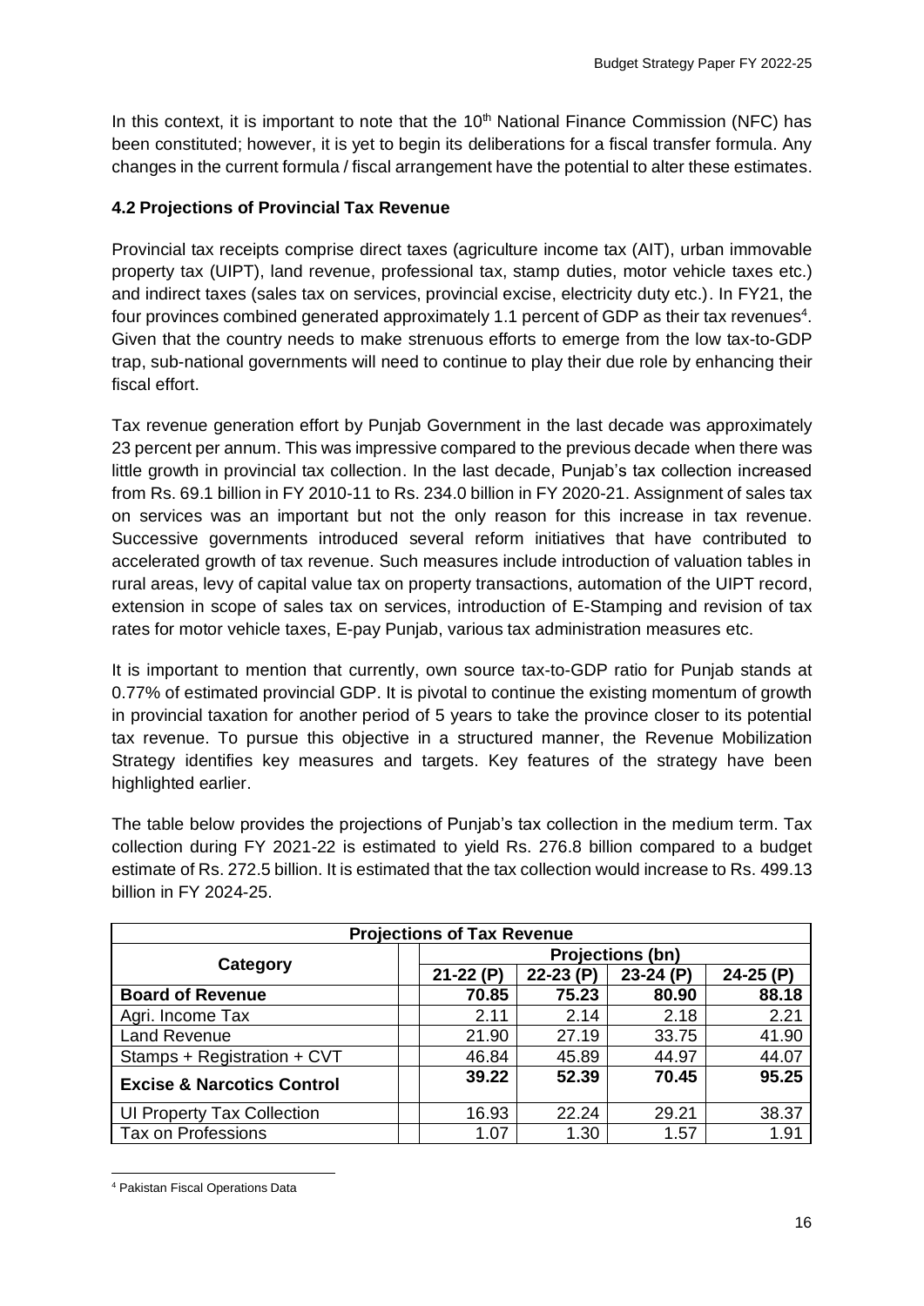In this context, it is important to note that the 10th National Finance Commission (NFC) has been constituted; however, it is yet to begin its deliberations for a fiscal transfer formula. Any changes in the current formula / fiscal arrangement have the potential to alter these estimates.

### 4.2 Projections of Provincial Tax Revenue

Provincial tax receipts comprise direct taxes (agriculture income tax (AIT), urban immovable property tax (UIPT), land revenue, professional tax, stamp duties, motor vehicle taxes etc.) and indirect taxes (sales tax on services, provincial excise, electricity duty etc.). In FY21, the four provinces combined generated approximately 1.1 percent of GDP as their tax revenues[4]. Given that the country needs to make strenuous efforts to emerge from the low tax-to-GDP trap, sub-national governments will need to continue to play their due role by enhancing their fiscal effort.

Tax revenue generation effort by Punjab Government in the last decade was approximately 23 percent per annum. This was impressive compared to the previous decade when there was little growth in provincial tax collection. In the last decade, Punjab's tax collection increased from Rs. 69.1 billion in FY 2010-11 to Rs. 234.0 billion in FY 2020-21. Assignment of sales tax on services was an important but not the only reason for this increase in tax revenue. Successive governments introduced several reform initiatives that have contributed to accelerated growth of tax revenue. Such measures include introduction of valuation tables in rural areas, levy of capital value tax on property transactions, automation of the UIPT record, extension in scope of sales tax on services, introduction of E-Stamping and revision of tax rates for motor vehicle taxes, E-pay Punjab, various tax administration measures etc.

It is important to mention that currently, own source tax-to-GDP ratio for Punjab stands at 0.77% of estimated provincial GDP. It is pivotal to continue the existing momentum of growth in provincial taxation for another period of 5 years to take the province closer to its potential tax revenue. To pursue this objective in a structured manner, the Revenue Mobilization Strategy identifies key measures and targets. Key features of the strategy have been highlighted earlier.

The table below provides the projections of Punjab's tax collection in the medium term. Tax collection during FY 2021-22 is estimated to yield Rs. 276.8 billion compared to a budget estimate of Rs. 272.5 billion. It is estimated that the tax collection would increase to Rs. 499.13 billion in FY 2024-25.

| Projections of Tax Revenue | | | | | |
|---|---|---|---|---|---|
| Category | | Projections (bn) | | | |
| | | 21-22 (P) | 22-23 (P) | 23-24 (P) | 24-25 (P) |
| **Board of Revenue** | | **70.85** | **75.23** | **80.90** | **88.18** |
| Agri. Income Tax | | 2.11 | 2.14 | 2.18 | 2.21 |
| Land Revenue | | 21.90 | 27.19 | 33.75 | 41.90 |
| Stamps + Registration + CVT | | 46.84 | 45.89 | 44.97 | 44.07 |
| **Excise & Narcotics Control** | | **39.22** | **52.39** | **70.45** | **95.25** |
| UI Property Tax Collection | | 16.93 | 22.24 | 29.21 | 38.37 |
| Tax on Professions | | 1.07 | 1.30 | 1.57 | 1.91 |

[4] Pakistan Fiscal Operations Data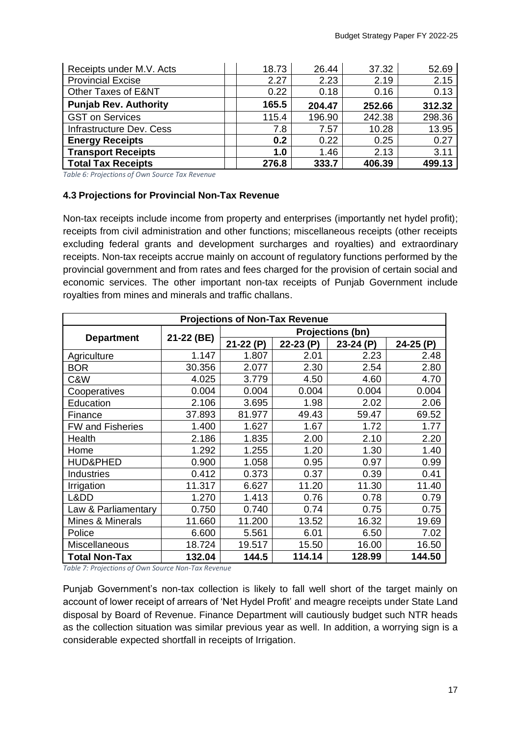| | | | | |
|---|---|---|---|---|
| Receipts under M.V. Acts | 18.73 | 26.44 | 37.32 | 52.69 |
| Provincial Excise | 2.27 | 2.23 | 2.19 | 2.15 |
| Other Taxes of E&NT | 0.22 | 0.18 | 0.16 | 0.13 |
| **Punjab Rev. Authority** | **165.5** | **204.47** | **252.66** | **312.32** |
| GST on Services | 115.4 | 196.90 | 242.38 | 298.36 |
| Infrastructure Dev. Cess | 7.8 | 7.57 | 10.28 | 13.95 |
| **Energy Receipts** | **0.2** | 0.22 | 0.25 | 0.27 |
| **Transport Receipts** | **1.0** | 1.46 | 2.13 | 3.11 |
| **Total Tax Receipts** | **276.8** | **333.7** | **406.39** | **499.13** |

*Table 6: Projections of Own Source Tax Revenue*

### 4.3 Projections for Provincial Non-Tax Revenue

Non-tax receipts include income from property and enterprises (importantly net hydel profit); receipts from civil administration and other functions; miscellaneous receipts (other receipts excluding federal grants and development surcharges and royalties) and extraordinary receipts. Non-tax receipts accrue mainly on account of regulatory functions performed by the provincial government and from rates and fees charged for the provision of certain social and economic services. The other important non-tax receipts of Punjab Government include royalties from mines and minerals and traffic challans.

| **Projections of Non-Tax Revenue** | | | | | |
|---|---|---|---|---|---|
| **Department** | **21-22 (BE)** | **Projections (bn)** | | | |
| | | **21-22 (P)** | **22-23 (P)** | **23-24 (P)** | **24-25 (P)** |
| Agriculture | 1.147 | 1.807 | 2.01 | 2.23 | 2.48 |
| BOR | 30.356 | 2.077 | 2.30 | 2.54 | 2.80 |
| C&W | 4.025 | 3.779 | 4.50 | 4.60 | 4.70 |
| Cooperatives | 0.004 | 0.004 | 0.004 | 0.004 | 0.004 |
| Education | 2.106 | 3.695 | 1.98 | 2.02 | 2.06 |
| Finance | 37.893 | 81.977 | 49.43 | 59.47 | 69.52 |
| FW and Fisheries | 1.400 | 1.627 | 1.67 | 1.72 | 1.77 |
| Health | 2.186 | 1.835 | 2.00 | 2.10 | 2.20 |
| Home | 1.292 | 1.255 | 1.20 | 1.30 | 1.40 |
| HUD&PHED | 0.900 | 1.058 | 0.95 | 0.97 | 0.99 |
| Industries | 0.412 | 0.373 | 0.37 | 0.39 | 0.41 |
| Irrigation | 11.317 | 6.627 | 11.20 | 11.30 | 11.40 |
| L&DD | 1.270 | 1.413 | 0.76 | 0.78 | 0.79 |
| Law & Parliamentary | 0.750 | 0.740 | 0.74 | 0.75 | 0.75 |
| Mines & Minerals | 11.660 | 11.200 | 13.52 | 16.32 | 19.69 |
| Police | 6.600 | 5.561 | 6.01 | 6.50 | 7.02 |
| Miscellaneous | 18.724 | 19.517 | 15.50 | 16.00 | 16.50 |
| **Total Non-Tax** | **132.04** | **144.5** | **114.14** | **128.99** | **144.50** |

*Table 7: Projections of Own Source Non-Tax Revenue*

Punjab Government's non-tax collection is likely to fall well short of the target mainly on account of lower receipt of arrears of 'Net Hydel Profit' and meagre receipts under State Land disposal by Board of Revenue. Finance Department will cautiously budget such NTR heads as the collection situation was similar previous year as well. In addition, a worrying sign is a considerable expected shortfall in receipts of Irrigation.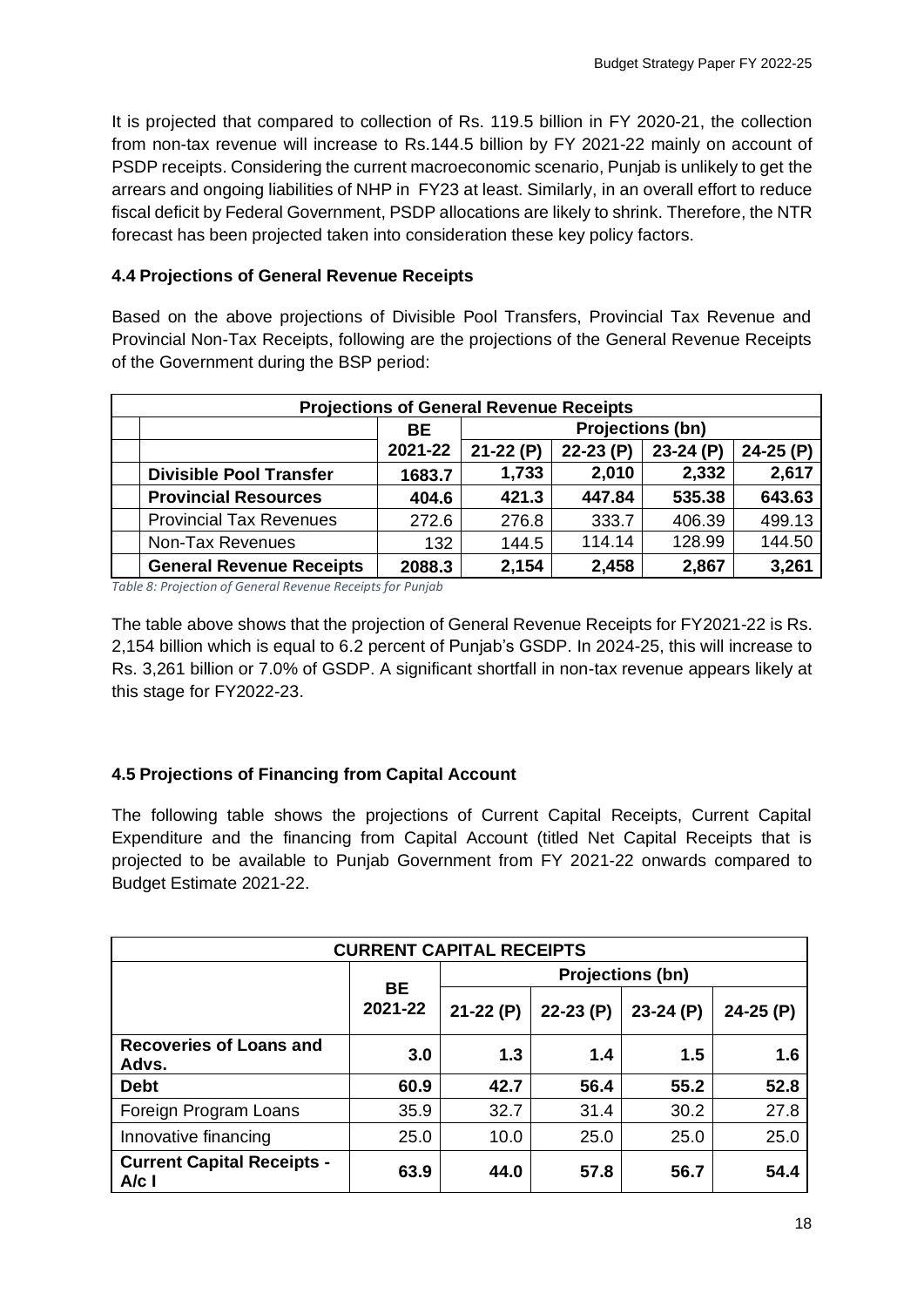It is projected that compared to collection of Rs. 119.5 billion in FY 2020-21, the collection from non-tax revenue will increase to Rs.144.5 billion by FY 2021-22 mainly on account of PSDP receipts. Considering the current macroeconomic scenario, Punjab is unlikely to get the arrears and ongoing liabilities of NHP in FY23 at least. Similarly, in an overall effort to reduce fiscal deficit by Federal Government, PSDP allocations are likely to shrink. Therefore, the NTR forecast has been projected taken into consideration these key policy factors.

### 4.4 Projections of General Revenue Receipts

Based on the above projections of Divisible Pool Transfers, Provincial Tax Revenue and Provincial Non-Tax Receipts, following are the projections of the General Revenue Receipts of the Government during the BSP period:

| Projections of General Revenue Receipts | | | | | |
|---|---|---|---|---|---|
| | BE | Projections (bn) | | | |
| | 2021-22 | 21-22 (P) | 22-23 (P) | 23-24 (P) | 24-25 (P) |
| **Divisible Pool Transfer** | **1683.7** | **1,733** | **2,010** | **2,332** | **2,617** |
| **Provincial Resources** | **404.6** | **421.3** | **447.84** | **535.38** | **643.63** |
| Provincial Tax Revenues | 272.6 | 276.8 | 333.7 | 406.39 | 499.13 |
| Non-Tax Revenues | 132 | 144.5 | 114.14 | 128.99 | 144.50 |
| **General Revenue Receipts** | **2088.3** | **2,154** | **2,458** | **2,867** | **3,261** |

*Table 8: Projection of General Revenue Receipts for Punjab*

The table above shows that the projection of General Revenue Receipts for FY2021-22 is Rs. 2,154 billion which is equal to 6.2 percent of Punjab's GSDP. In 2024-25, this will increase to Rs. 3,261 billion or 7.0% of GSDP. A significant shortfall in non-tax revenue appears likely at this stage for FY2022-23.

### 4.5 Projections of Financing from Capital Account

The following table shows the projections of Current Capital Receipts, Current Capital Expenditure and the financing from Capital Account (titled Net Capital Receipts that is projected to be available to Punjab Government from FY 2021-22 onwards compared to Budget Estimate 2021-22.

| CURRENT CAPITAL RECEIPTS | | | | | |
|---|---|---|---|---|---|
| | BE 2021-22 | Projections (bn) | | | |
| | | 21-22 (P) | 22-23 (P) | 23-24 (P) | 24-25 (P) |
| **Recoveries of Loans and Advs.** | **3.0** | **1.3** | **1.4** | **1.5** | **1.6** |
| **Debt** | **60.9** | **42.7** | **56.4** | **55.2** | **52.8** |
| Foreign Program Loans | 35.9 | 32.7 | 31.4 | 30.2 | 27.8 |
| Innovative financing | 25.0 | 10.0 | 25.0 | 25.0 | 25.0 |
| **Current Capital Receipts - A/c I** | **63.9** | **44.0** | **57.8** | **56.7** | **54.4** |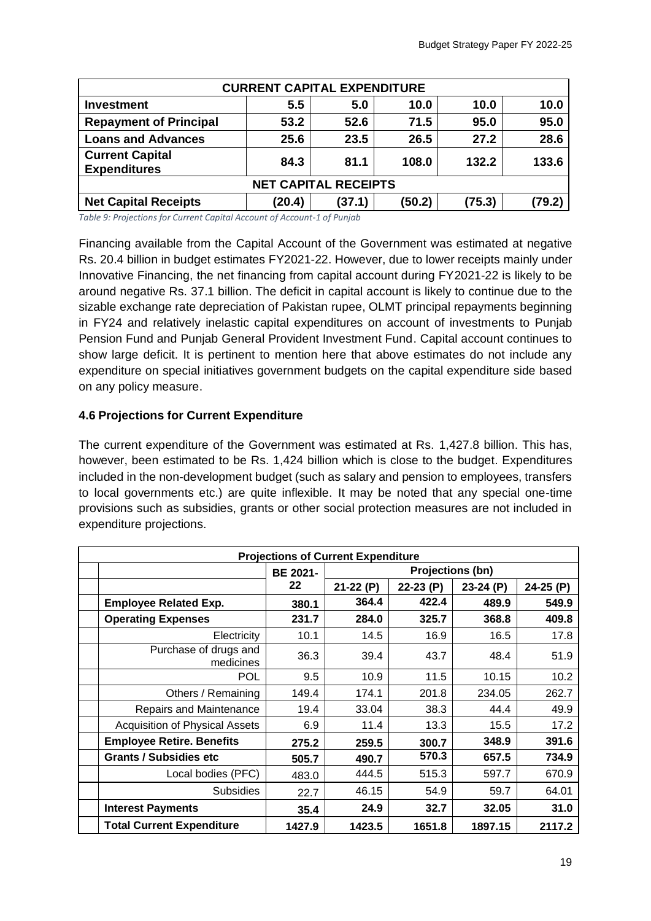| CURRENT CAPITAL EXPENDITURE | | | | | |
|---|---|---|---|---|---|
| **Investment** | **5.5** | **5.0** | **10.0** | **10.0** | **10.0** |
| **Repayment of Principal** | **53.2** | **52.6** | **71.5** | **95.0** | **95.0** |
| **Loans and Advances** | **25.6** | **23.5** | **26.5** | **27.2** | **28.6** |
| **Current Capital Expenditures** | **84.3** | **81.1** | **108.0** | **132.2** | **133.6** |
| **NET CAPITAL RECEIPTS** | | | | | |
| **Net Capital Receipts** | **(20.4)** | **(37.1)** | **(50.2)** | **(75.3)** | **(79.2)** |

*Table 9: Projections for Current Capital Account of Account-1 of Punjab*

Financing available from the Capital Account of the Government was estimated at negative Rs. 20.4 billion in budget estimates FY2021-22. However, due to lower receipts mainly under Innovative Financing, the net financing from capital account during FY2021-22 is likely to be around negative Rs. 37.1 billion. The deficit in capital account is likely to continue due to the sizable exchange rate depreciation of Pakistan rupee, OLMT principal repayments beginning in FY24 and relatively inelastic capital expenditures on account of investments to Punjab Pension Fund and Punjab General Provident Investment Fund. Capital account continues to show large deficit. It is pertinent to mention here that above estimates do not include any expenditure on special initiatives government budgets on the capital expenditure side based on any policy measure.

### 4.6 Projections for Current Expenditure

The current expenditure of the Government was estimated at Rs. 1,427.8 billion. This has, however, been estimated to be Rs. 1,424 billion which is close to the budget. Expenditures included in the non-development budget (such as salary and pension to employees, transfers to local governments etc.) are quite inflexible. It may be noted that any special one-time provisions such as subsidies, grants or other social protection measures are not included in expenditure projections.

| Projections of Current Expenditure | | | | | |
|---|---|---|---|---|---|
| | BE 2021-22 | Projections (bn) | | | |
| | | 21-22 (P) | 22-23 (P) | 23-24 (P) | 24-25 (P) |
| **Employee Related Exp.** | **380.1** | **364.4** | **422.4** | **489.9** | **549.9** |
| **Operating Expenses** | **231.7** | **284.0** | **325.7** | **368.8** | **409.8** |
| Electricity | 10.1 | 14.5 | 16.9 | 16.5 | 17.8 |
| Purchase of drugs and medicines | 36.3 | 39.4 | 43.7 | 48.4 | 51.9 |
| POL | 9.5 | 10.9 | 11.5 | 10.15 | 10.2 |
| Others / Remaining | 149.4 | 174.1 | 201.8 | 234.05 | 262.7 |
| Repairs and Maintenance | 19.4 | 33.04 | 38.3 | 44.4 | 49.9 |
| Acquisition of Physical Assets | 6.9 | 11.4 | 13.3 | 15.5 | 17.2 |
| **Employee Retire. Benefits** | **275.2** | **259.5** | **300.7** | **348.9** | **391.6** |
| **Grants / Subsidies etc** | **505.7** | **490.7** | **570.3** | **657.5** | **734.9** |
| Local bodies (PFC) | 483.0 | 444.5 | 515.3 | 597.7 | 670.9 |
| Subsidies | 22.7 | 46.15 | 54.9 | 59.7 | 64.01 |
| **Interest Payments** | **35.4** | **24.9** | **32.7** | **32.05** | **31.0** |
| **Total Current Expenditure** | **1427.9** | **1423.5** | **1651.8** | **1897.15** | **2117.2** |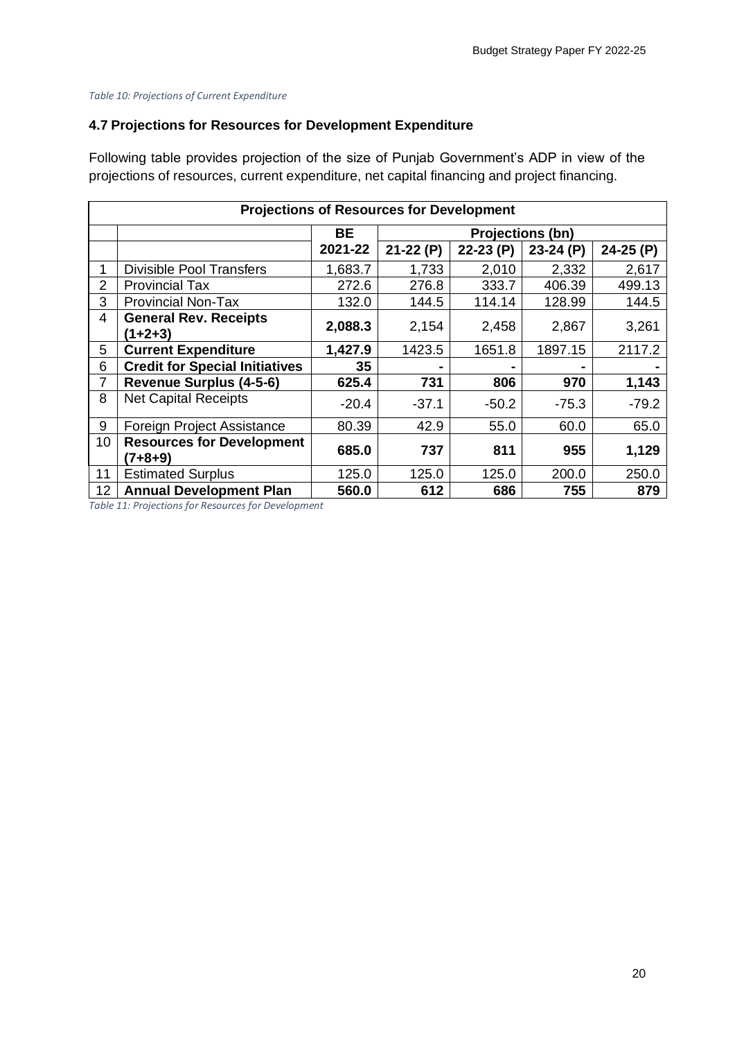*Table 10: Projections of Current Expenditure*

### 4.7 Projections for Resources for Development Expenditure

Following table provides projection of the size of Punjab Government's ADP in view of the projections of resources, current expenditure, net capital financing and project financing.

| Projections of Resources for Development | | | | | | | |
|---|---|---|---|---|---|---|---|
| | | **BE** | **Projections (bn)** | | | | |
| | | **2021-22** | **21-22 (P)** | **22-23 (P)** | **23-24 (P)** | **24-25 (P)** | |
| 1 | Divisible Pool Transfers | 1,683.7 | 1,733 | 2,010 | 2,332 | 2,617 | |
| 2 | Provincial Tax | 272.6 | 276.8 | 333.7 | 406.39 | 499.13 | |
| 3 | Provincial Non-Tax | 132.0 | 144.5 | 114.14 | 128.99 | 144.5 | |
| 4 | **General Rev. Receipts (1+2+3)** | **2,088.3** | 2,154 | 2,458 | 2,867 | 3,261 | |
| 5 | **Current Expenditure** | **1,427.9** | 1423.5 | 1651.8 | 1897.15 | 2117.2 | |
| 6 | **Credit for Special Initiatives** | **35** | - | - | - | - | |
| 7 | **Revenue Surplus (4-5-6)** | **625.4** | **731** | **806** | **970** | **1,143** | |
| 8 | Net Capital Receipts | -20.4 | -37.1 | -50.2 | -75.3 | -79.2 | |
| 9 | Foreign Project Assistance | 80.39 | 42.9 | 55.0 | 60.0 | 65.0 | |
| 10 | **Resources for Development (7+8+9)** | **685.0** | **737** | **811** | **955** | **1,129** | |
| 11 | Estimated Surplus | 125.0 | 125.0 | 125.0 | 200.0 | 250.0 | |
| 12 | **Annual Development Plan** | **560.0** | **612** | **686** | **755** | **879** | |

*Table 11: Projections for Resources for Development*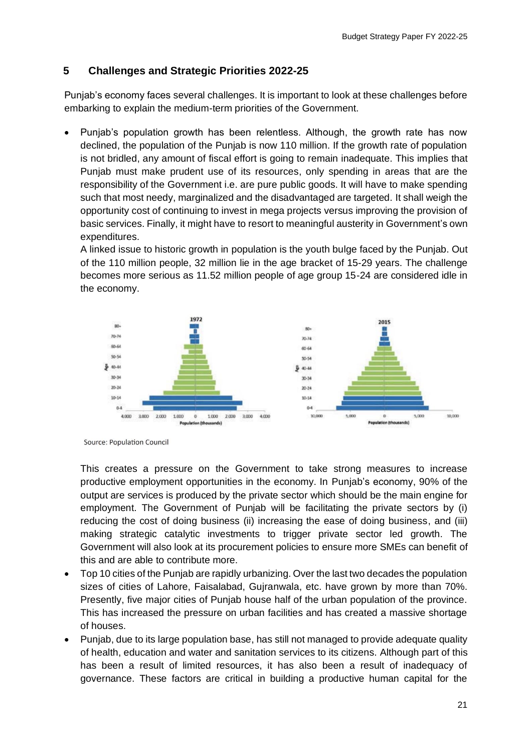## 5 Challenges and Strategic Priorities 2022-25

Punjab's economy faces several challenges. It is important to look at these challenges before embarking to explain the medium-term priorities of the Government.

- Punjab's population growth has been relentless. Although, the growth rate has now declined, the population of the Punjab is now 110 million. If the growth rate of population is not bridled, any amount of fiscal effort is going to remain inadequate. This implies that Punjab must make prudent use of its resources, only spending in areas that are the responsibility of the Government i.e. are pure public goods. It will have to make spending such that most needy, marginalized and the disadvantaged are targeted. It shall weigh the opportunity cost of continuing to invest in mega projects versus improving the provision of basic services. Finally, it might have to resort to meaningful austerity in Government's own expenditures.

  A linked issue to historic growth in population is the youth bulge faced by the Punjab. Out of the 110 million people, 32 million lie in the age bracket of 15-29 years. The challenge becomes more serious as 11.52 million people of age group 15-24 are considered idle in the economy.

  1972

  Age: 80+, 70-74, 60-64, 50-54, 40-44, 30-34, 20-24, 10-14, 0-4

  4,000 3,000 2,000 1,000 0 1,000 2,000 3,000 4,000

  Population (thousands)

  2015

  Age: 80+, 70-74, 60-64, 50-54, 40-44, 30-34, 20-24, 10-14, 0-4

  10,000 5,000 0 5,000 10,000

  Population (thousands)

  Source: Population Council

  This creates a pressure on the Government to take strong measures to increase productive employment opportunities in the economy. In Punjab's economy, 90% of the output are services is produced by the private sector which should be the main engine for employment. The Government of Punjab will be facilitating the private sectors by (i) reducing the cost of doing business (ii) increasing the ease of doing business, and (iii) making strategic catalytic investments to trigger private sector led growth. The Government will also look at its procurement policies to ensure more SMEs can benefit of this and are able to contribute more.

- Top 10 cities of the Punjab are rapidly urbanizing. Over the last two decades the population sizes of cities of Lahore, Faisalabad, Gujranwala, etc. have grown by more than 70%. Presently, five major cities of Punjab house half of the urban population of the province. This has increased the pressure on urban facilities and has created a massive shortage of houses.

- Punjab, due to its large population base, has still not managed to provide adequate quality of health, education and water and sanitation services to its citizens. Although part of this has been a result of limited resources, it has also been a result of inadequacy of governance. These factors are critical in building a productive human capital for the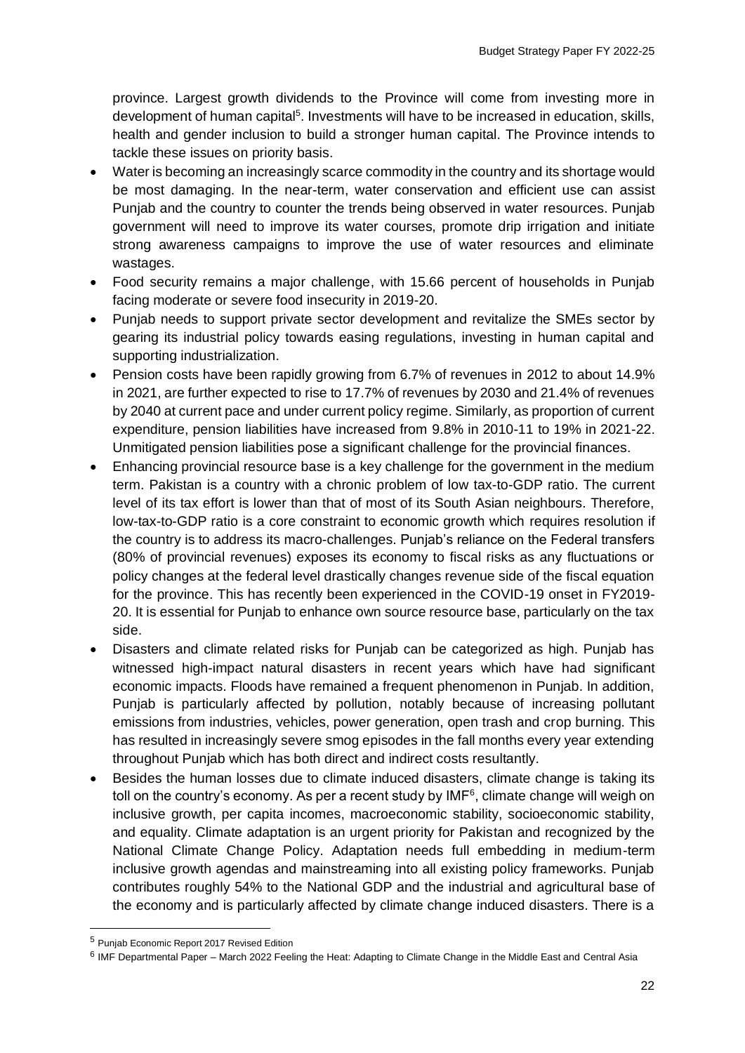province. Largest growth dividends to the Province will come from investing more in development of human capital[5]. Investments will have to be increased in education, skills, health and gender inclusion to build a stronger human capital. The Province intends to tackle these issues on priority basis.

- Water is becoming an increasingly scarce commodity in the country and its shortage would be most damaging. In the near-term, water conservation and efficient use can assist Punjab and the country to counter the trends being observed in water resources. Punjab government will need to improve its water courses, promote drip irrigation and initiate strong awareness campaigns to improve the use of water resources and eliminate wastages.
- Food security remains a major challenge, with 15.66 percent of households in Punjab facing moderate or severe food insecurity in 2019-20.
- Punjab needs to support private sector development and revitalize the SMEs sector by gearing its industrial policy towards easing regulations, investing in human capital and supporting industrialization.
- Pension costs have been rapidly growing from 6.7% of revenues in 2012 to about 14.9% in 2021, are further expected to rise to 17.7% of revenues by 2030 and 21.4% of revenues by 2040 at current pace and under current policy regime. Similarly, as proportion of current expenditure, pension liabilities have increased from 9.8% in 2010-11 to 19% in 2021-22. Unmitigated pension liabilities pose a significant challenge for the provincial finances.
- Enhancing provincial resource base is a key challenge for the government in the medium term. Pakistan is a country with a chronic problem of low tax-to-GDP ratio. The current level of its tax effort is lower than that of most of its South Asian neighbours. Therefore, low-tax-to-GDP ratio is a core constraint to economic growth which requires resolution if the country is to address its macro-challenges. Punjab's reliance on the Federal transfers (80% of provincial revenues) exposes its economy to fiscal risks as any fluctuations or policy changes at the federal level drastically changes revenue side of the fiscal equation for the province. This has recently been experienced in the COVID-19 onset in FY2019-20. It is essential for Punjab to enhance own source resource base, particularly on the tax side.
- Disasters and climate related risks for Punjab can be categorized as high. Punjab has witnessed high-impact natural disasters in recent years which have had significant economic impacts. Floods have remained a frequent phenomenon in Punjab. In addition, Punjab is particularly affected by pollution, notably because of increasing pollutant emissions from industries, vehicles, power generation, open trash and crop burning. This has resulted in increasingly severe smog episodes in the fall months every year extending throughout Punjab which has both direct and indirect costs resultantly.
- Besides the human losses due to climate induced disasters, climate change is taking its toll on the country's economy. As per a recent study by IMF[6], climate change will weigh on inclusive growth, per capita incomes, macroeconomic stability, socioeconomic stability, and equality. Climate adaptation is an urgent priority for Pakistan and recognized by the National Climate Change Policy. Adaptation needs full embedding in medium-term inclusive growth agendas and mainstreaming into all existing policy frameworks. Punjab contributes roughly 54% to the National GDP and the industrial and agricultural base of the economy and is particularly affected by climate change induced disasters. There is a

---

[5] Punjab Economic Report 2017 Revised Edition

[6] IMF Departmental Paper – March 2022 Feeling the Heat: Adapting to Climate Change in the Middle East and Central Asia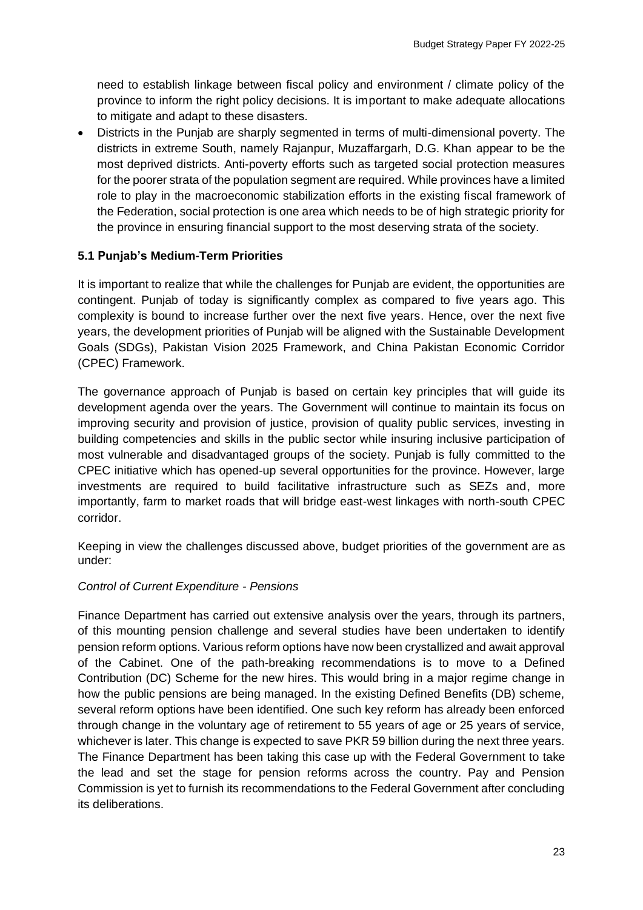need to establish linkage between fiscal policy and environment / climate policy of the province to inform the right policy decisions. It is important to make adequate allocations to mitigate and adapt to these disasters.

- Districts in the Punjab are sharply segmented in terms of multi-dimensional poverty. The districts in extreme South, namely Rajanpur, Muzaffargarh, D.G. Khan appear to be the most deprived districts. Anti-poverty efforts such as targeted social protection measures for the poorer strata of the population segment are required. While provinces have a limited role to play in the macroeconomic stabilization efforts in the existing fiscal framework of the Federation, social protection is one area which needs to be of high strategic priority for the province in ensuring financial support to the most deserving strata of the society.

### 5.1 Punjab's Medium-Term Priorities

It is important to realize that while the challenges for Punjab are evident, the opportunities are contingent. Punjab of today is significantly complex as compared to five years ago. This complexity is bound to increase further over the next five years. Hence, over the next five years, the development priorities of Punjab will be aligned with the Sustainable Development Goals (SDGs), Pakistan Vision 2025 Framework, and China Pakistan Economic Corridor (CPEC) Framework.

The governance approach of Punjab is based on certain key principles that will guide its development agenda over the years. The Government will continue to maintain its focus on improving security and provision of justice, provision of quality public services, investing in building competencies and skills in the public sector while insuring inclusive participation of most vulnerable and disadvantaged groups of the society. Punjab is fully committed to the CPEC initiative which has opened-up several opportunities for the province. However, large investments are required to build facilitative infrastructure such as SEZs and, more importantly, farm to market roads that will bridge east-west linkages with north-south CPEC corridor.

Keeping in view the challenges discussed above, budget priorities of the government are as under:

*Control of Current Expenditure - Pensions*

Finance Department has carried out extensive analysis over the years, through its partners, of this mounting pension challenge and several studies have been undertaken to identify pension reform options. Various reform options have now been crystallized and await approval of the Cabinet. One of the path-breaking recommendations is to move to a Defined Contribution (DC) Scheme for the new hires. This would bring in a major regime change in how the public pensions are being managed. In the existing Defined Benefits (DB) scheme, several reform options have been identified. One such key reform has already been enforced through change in the voluntary age of retirement to 55 years of age or 25 years of service, whichever is later. This change is expected to save PKR 59 billion during the next three years. The Finance Department has been taking this case up with the Federal Government to take the lead and set the stage for pension reforms across the country. Pay and Pension Commission is yet to furnish its recommendations to the Federal Government after concluding its deliberations.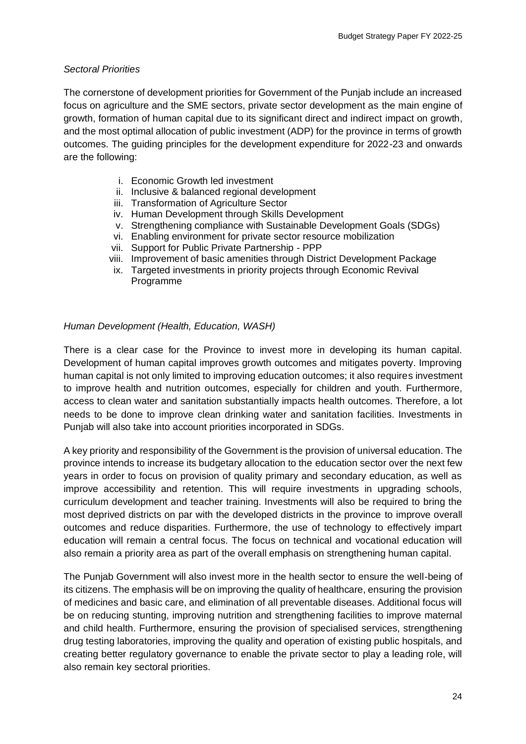*Sectoral Priorities*

The cornerstone of development priorities for Government of the Punjab include an increased focus on agriculture and the SME sectors, private sector development as the main engine of growth, formation of human capital due to its significant direct and indirect impact on growth, and the most optimal allocation of public investment (ADP) for the province in terms of growth outcomes. The guiding principles for the development expenditure for 2022-23 and onwards are the following:

i. Economic Growth led investment
ii. Inclusive & balanced regional development
iii. Transformation of Agriculture Sector
iv. Human Development through Skills Development
v. Strengthening compliance with Sustainable Development Goals (SDGs)
vi. Enabling environment for private sector resource mobilization
vii. Support for Public Private Partnership - PPP
viii. Improvement of basic amenities through District Development Package
ix. Targeted investments in priority projects through Economic Revival Programme

*Human Development (Health, Education, WASH)*

There is a clear case for the Province to invest more in developing its human capital. Development of human capital improves growth outcomes and mitigates poverty. Improving human capital is not only limited to improving education outcomes; it also requires investment to improve health and nutrition outcomes, especially for children and youth. Furthermore, access to clean water and sanitation substantially impacts health outcomes. Therefore, a lot needs to be done to improve clean drinking water and sanitation facilities. Investments in Punjab will also take into account priorities incorporated in SDGs.

A key priority and responsibility of the Government is the provision of universal education. The province intends to increase its budgetary allocation to the education sector over the next few years in order to focus on provision of quality primary and secondary education, as well as improve accessibility and retention. This will require investments in upgrading schools, curriculum development and teacher training. Investments will also be required to bring the most deprived districts on par with the developed districts in the province to improve overall outcomes and reduce disparities. Furthermore, the use of technology to effectively impart education will remain a central focus. The focus on technical and vocational education will also remain a priority area as part of the overall emphasis on strengthening human capital.

The Punjab Government will also invest more in the health sector to ensure the well-being of its citizens. The emphasis will be on improving the quality of healthcare, ensuring the provision of medicines and basic care, and elimination of all preventable diseases. Additional focus will be on reducing stunting, improving nutrition and strengthening facilities to improve maternal and child health. Furthermore, ensuring the provision of specialised services, strengthening drug testing laboratories, improving the quality and operation of existing public hospitals, and creating better regulatory governance to enable the private sector to play a leading role, will also remain key sectoral priorities.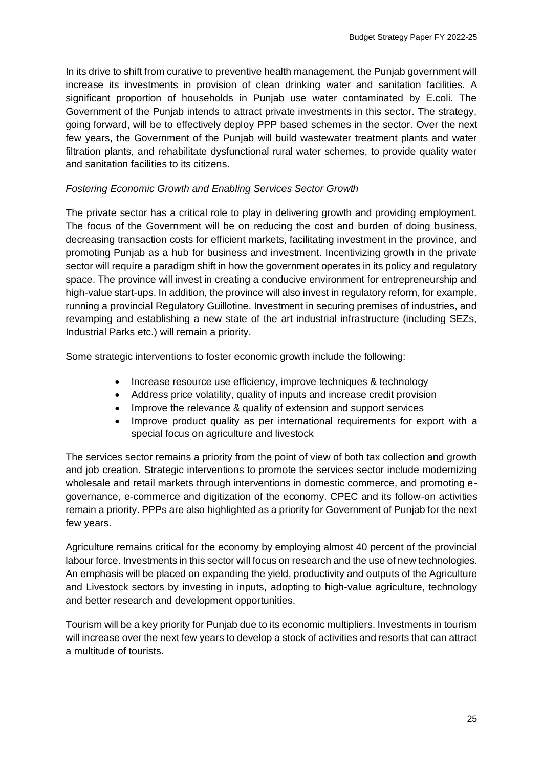In its drive to shift from curative to preventive health management, the Punjab government will increase its investments in provision of clean drinking water and sanitation facilities. A significant proportion of households in Punjab use water contaminated by E.coli. The Government of the Punjab intends to attract private investments in this sector. The strategy, going forward, will be to effectively deploy PPP based schemes in the sector. Over the next few years, the Government of the Punjab will build wastewater treatment plants and water filtration plants, and rehabilitate dysfunctional rural water schemes, to provide quality water and sanitation facilities to its citizens.

*Fostering Economic Growth and Enabling Services Sector Growth*

The private sector has a critical role to play in delivering growth and providing employment. The focus of the Government will be on reducing the cost and burden of doing business, decreasing transaction costs for efficient markets, facilitating investment in the province, and promoting Punjab as a hub for business and investment. Incentivizing growth in the private sector will require a paradigm shift in how the government operates in its policy and regulatory space. The province will invest in creating a conducive environment for entrepreneurship and high-value start-ups. In addition, the province will also invest in regulatory reform, for example, running a provincial Regulatory Guillotine. Investment in securing premises of industries, and revamping and establishing a new state of the art industrial infrastructure (including SEZs, Industrial Parks etc.) will remain a priority.

Some strategic interventions to foster economic growth include the following:

- Increase resource use efficiency, improve techniques & technology
- Address price volatility, quality of inputs and increase credit provision
- Improve the relevance & quality of extension and support services
- Improve product quality as per international requirements for export with a special focus on agriculture and livestock

The services sector remains a priority from the point of view of both tax collection and growth and job creation. Strategic interventions to promote the services sector include modernizing wholesale and retail markets through interventions in domestic commerce, and promoting e-governance, e-commerce and digitization of the economy. CPEC and its follow-on activities remain a priority. PPPs are also highlighted as a priority for Government of Punjab for the next few years.

Agriculture remains critical for the economy by employing almost 40 percent of the provincial labour force. Investments in this sector will focus on research and the use of new technologies. An emphasis will be placed on expanding the yield, productivity and outputs of the Agriculture and Livestock sectors by investing in inputs, adopting to high-value agriculture, technology and better research and development opportunities.

Tourism will be a key priority for Punjab due to its economic multipliers. Investments in tourism will increase over the next few years to develop a stock of activities and resorts that can attract a multitude of tourists.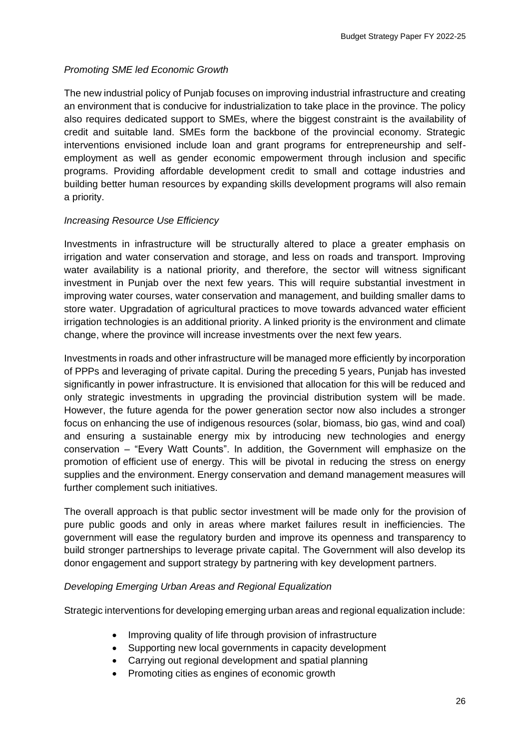*Promoting SME led Economic Growth*

The new industrial policy of Punjab focuses on improving industrial infrastructure and creating an environment that is conducive for industrialization to take place in the province. The policy also requires dedicated support to SMEs, where the biggest constraint is the availability of credit and suitable land. SMEs form the backbone of the provincial economy. Strategic interventions envisioned include loan and grant programs for entrepreneurship and self-employment as well as gender economic empowerment through inclusion and specific programs. Providing affordable development credit to small and cottage industries and building better human resources by expanding skills development programs will also remain a priority.

*Increasing Resource Use Efficiency*

Investments in infrastructure will be structurally altered to place a greater emphasis on irrigation and water conservation and storage, and less on roads and transport. Improving water availability is a national priority, and therefore, the sector will witness significant investment in Punjab over the next few years. This will require substantial investment in improving water courses, water conservation and management, and building smaller dams to store water. Upgradation of agricultural practices to move towards advanced water efficient irrigation technologies is an additional priority. A linked priority is the environment and climate change, where the province will increase investments over the next few years.

Investments in roads and other infrastructure will be managed more efficiently by incorporation of PPPs and leveraging of private capital. During the preceding 5 years, Punjab has invested significantly in power infrastructure. It is envisioned that allocation for this will be reduced and only strategic investments in upgrading the provincial distribution system will be made. However, the future agenda for the power generation sector now also includes a stronger focus on enhancing the use of indigenous resources (solar, biomass, bio gas, wind and coal) and ensuring a sustainable energy mix by introducing new technologies and energy conservation – "Every Watt Counts". In addition, the Government will emphasize on the promotion of efficient use of energy. This will be pivotal in reducing the stress on energy supplies and the environment. Energy conservation and demand management measures will further complement such initiatives.

The overall approach is that public sector investment will be made only for the provision of pure public goods and only in areas where market failures result in inefficiencies. The government will ease the regulatory burden and improve its openness and transparency to build stronger partnerships to leverage private capital. The Government will also develop its donor engagement and support strategy by partnering with key development partners.

*Developing Emerging Urban Areas and Regional Equalization*

Strategic interventions for developing emerging urban areas and regional equalization include:

- Improving quality of life through provision of infrastructure
- Supporting new local governments in capacity development
- Carrying out regional development and spatial planning
- Promoting cities as engines of economic growth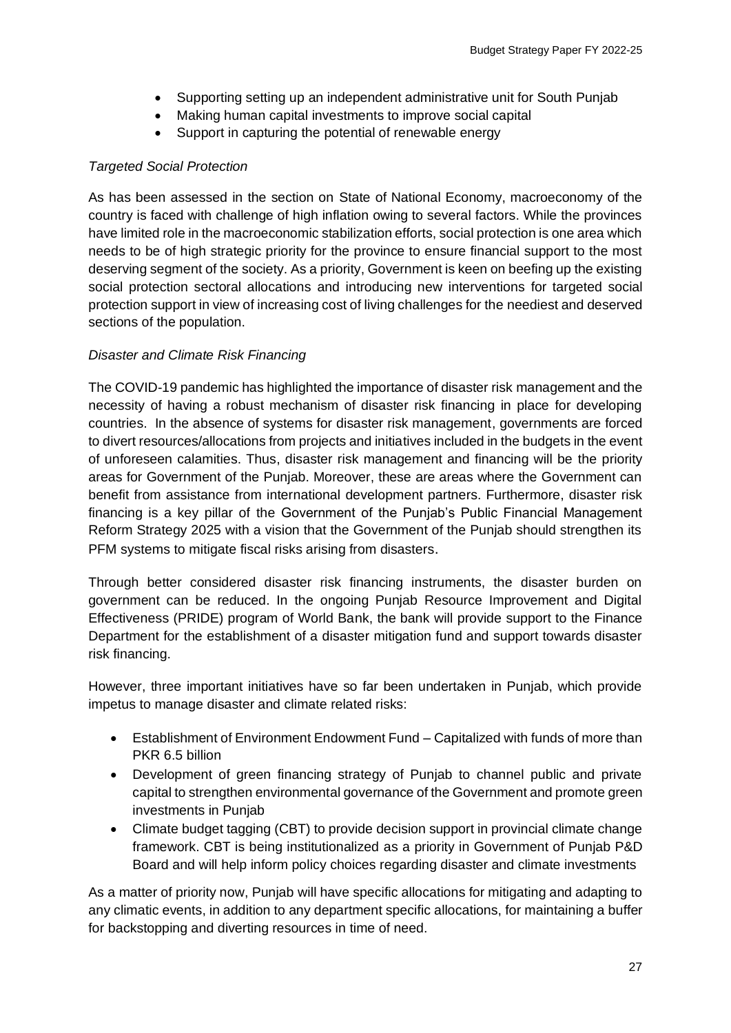- Supporting setting up an independent administrative unit for South Punjab
- Making human capital investments to improve social capital
- Support in capturing the potential of renewable energy

*Targeted Social Protection*

As has been assessed in the section on State of National Economy, macroeconomy of the country is faced with challenge of high inflation owing to several factors. While the provinces have limited role in the macroeconomic stabilization efforts, social protection is one area which needs to be of high strategic priority for the province to ensure financial support to the most deserving segment of the society. As a priority, Government is keen on beefing up the existing social protection sectoral allocations and introducing new interventions for targeted social protection support in view of increasing cost of living challenges for the neediest and deserved sections of the population.

*Disaster and Climate Risk Financing*

The COVID-19 pandemic has highlighted the importance of disaster risk management and the necessity of having a robust mechanism of disaster risk financing in place for developing countries. In the absence of systems for disaster risk management, governments are forced to divert resources/allocations from projects and initiatives included in the budgets in the event of unforeseen calamities. Thus, disaster risk management and financing will be the priority areas for Government of the Punjab. Moreover, these are areas where the Government can benefit from assistance from international development partners. Furthermore, disaster risk financing is a key pillar of the Government of the Punjab's Public Financial Management Reform Strategy 2025 with a vision that the Government of the Punjab should strengthen its PFM systems to mitigate fiscal risks arising from disasters.

Through better considered disaster risk financing instruments, the disaster burden on government can be reduced. In the ongoing Punjab Resource Improvement and Digital Effectiveness (PRIDE) program of World Bank, the bank will provide support to the Finance Department for the establishment of a disaster mitigation fund and support towards disaster risk financing.

However, three important initiatives have so far been undertaken in Punjab, which provide impetus to manage disaster and climate related risks:

- Establishment of Environment Endowment Fund – Capitalized with funds of more than PKR 6.5 billion
- Development of green financing strategy of Punjab to channel public and private capital to strengthen environmental governance of the Government and promote green investments in Punjab
- Climate budget tagging (CBT) to provide decision support in provincial climate change framework. CBT is being institutionalized as a priority in Government of Punjab P&D Board and will help inform policy choices regarding disaster and climate investments

As a matter of priority now, Punjab will have specific allocations for mitigating and adapting to any climatic events, in addition to any department specific allocations, for maintaining a buffer for backstopping and diverting resources in time of need.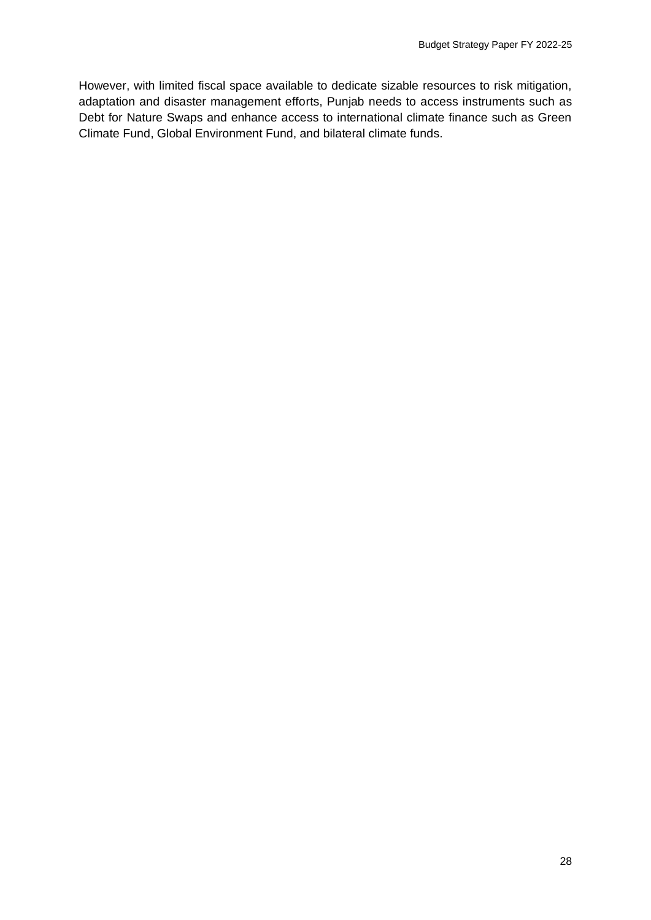However, with limited fiscal space available to dedicate sizable resources to risk mitigation, adaptation and disaster management efforts, Punjab needs to access instruments such as Debt for Nature Swaps and enhance access to international climate finance such as Green Climate Fund, Global Environment Fund, and bilateral climate funds.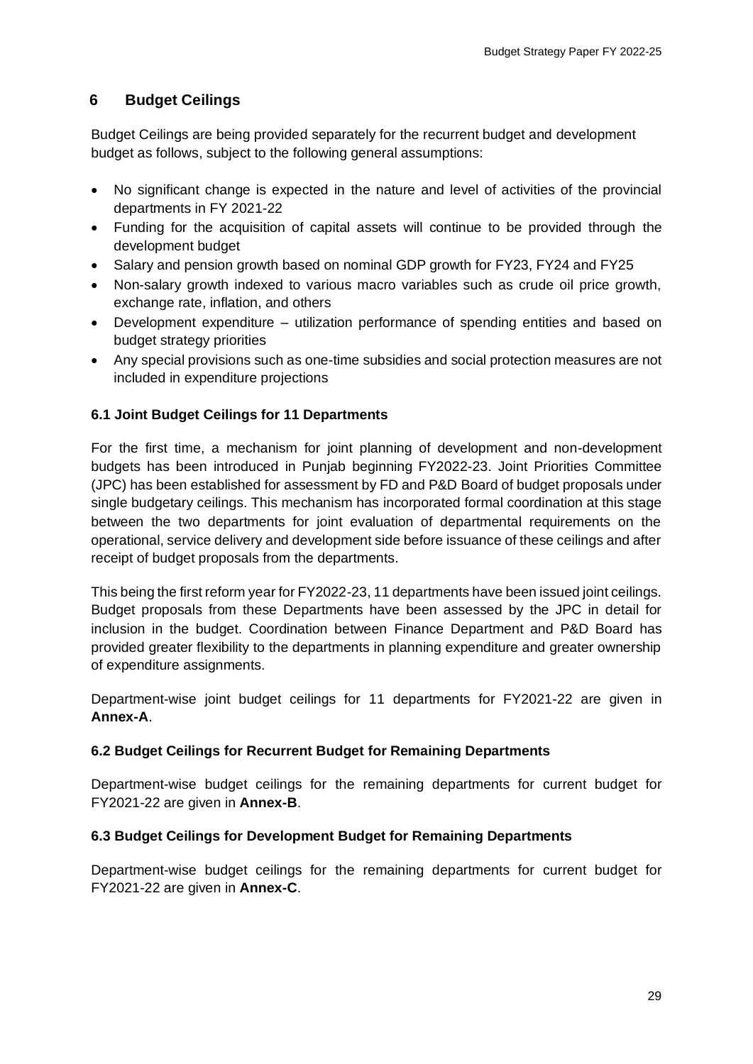## 6 Budget Ceilings

Budget Ceilings are being provided separately for the recurrent budget and development budget as follows, subject to the following general assumptions:

- No significant change is expected in the nature and level of activities of the provincial departments in FY 2021-22
- Funding for the acquisition of capital assets will continue to be provided through the development budget
- Salary and pension growth based on nominal GDP growth for FY23, FY24 and FY25
- Non-salary growth indexed to various macro variables such as crude oil price growth, exchange rate, inflation, and others
- Development expenditure – utilization performance of spending entities and based on budget strategy priorities
- Any special provisions such as one-time subsidies and social protection measures are not included in expenditure projections

### 6.1 Joint Budget Ceilings for 11 Departments

For the first time, a mechanism for joint planning of development and non-development budgets has been introduced in Punjab beginning FY2022-23. Joint Priorities Committee (JPC) has been established for assessment by FD and P&D Board of budget proposals under single budgetary ceilings. This mechanism has incorporated formal coordination at this stage between the two departments for joint evaluation of departmental requirements on the operational, service delivery and development side before issuance of these ceilings and after receipt of budget proposals from the departments.

This being the first reform year for FY2022-23, 11 departments have been issued joint ceilings. Budget proposals from these Departments have been assessed by the JPC in detail for inclusion in the budget. Coordination between Finance Department and P&D Board has provided greater flexibility to the departments in planning expenditure and greater ownership of expenditure assignments.

Department-wise joint budget ceilings for 11 departments for FY2021-22 are given in **Annex-A**.

### 6.2 Budget Ceilings for Recurrent Budget for Remaining Departments

Department-wise budget ceilings for the remaining departments for current budget for FY2021-22 are given in **Annex-B**.

### 6.3 Budget Ceilings for Development Budget for Remaining Departments

Department-wise budget ceilings for the remaining departments for current budget for FY2021-22 are given in **Annex-C**.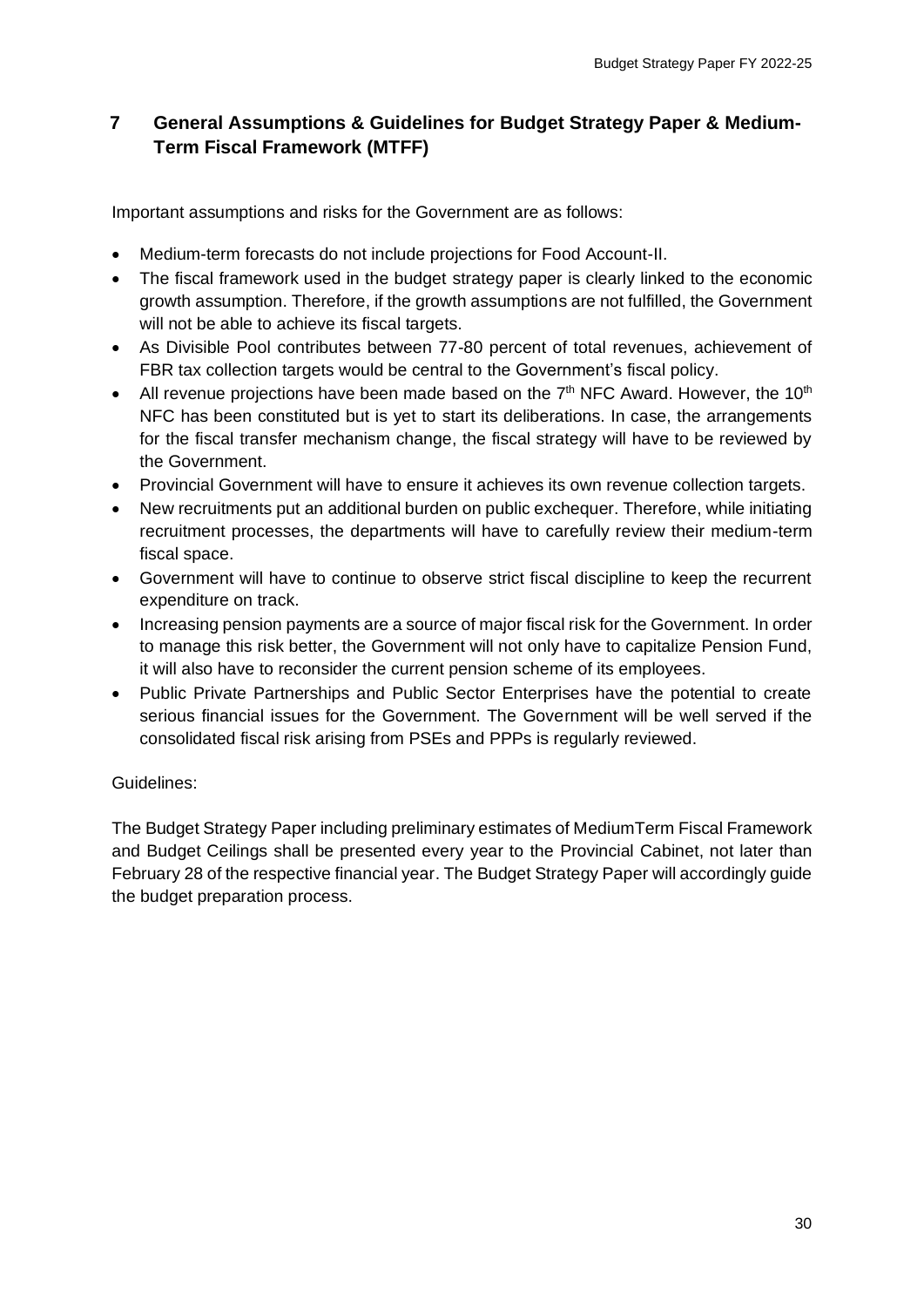## 7 General Assumptions & Guidelines for Budget Strategy Paper & Medium-Term Fiscal Framework (MTFF)

Important assumptions and risks for the Government are as follows:

- Medium-term forecasts do not include projections for Food Account-II.
- The fiscal framework used in the budget strategy paper is clearly linked to the economic growth assumption. Therefore, if the growth assumptions are not fulfilled, the Government will not be able to achieve its fiscal targets.
- As Divisible Pool contributes between 77-80 percent of total revenues, achievement of FBR tax collection targets would be central to the Government's fiscal policy.
- All revenue projections have been made based on the 7th NFC Award. However, the 10th NFC has been constituted but is yet to start its deliberations. In case, the arrangements for the fiscal transfer mechanism change, the fiscal strategy will have to be reviewed by the Government.
- Provincial Government will have to ensure it achieves its own revenue collection targets.
- New recruitments put an additional burden on public exchequer. Therefore, while initiating recruitment processes, the departments will have to carefully review their medium-term fiscal space.
- Government will have to continue to observe strict fiscal discipline to keep the recurrent expenditure on track.
- Increasing pension payments are a source of major fiscal risk for the Government. In order to manage this risk better, the Government will not only have to capitalize Pension Fund, it will also have to reconsider the current pension scheme of its employees.
- Public Private Partnerships and Public Sector Enterprises have the potential to create serious financial issues for the Government. The Government will be well served if the consolidated fiscal risk arising from PSEs and PPPs is regularly reviewed.

Guidelines:

The Budget Strategy Paper including preliminary estimates of MediumTerm Fiscal Framework and Budget Ceilings shall be presented every year to the Provincial Cabinet, not later than February 28 of the respective financial year. The Budget Strategy Paper will accordingly guide the budget preparation process.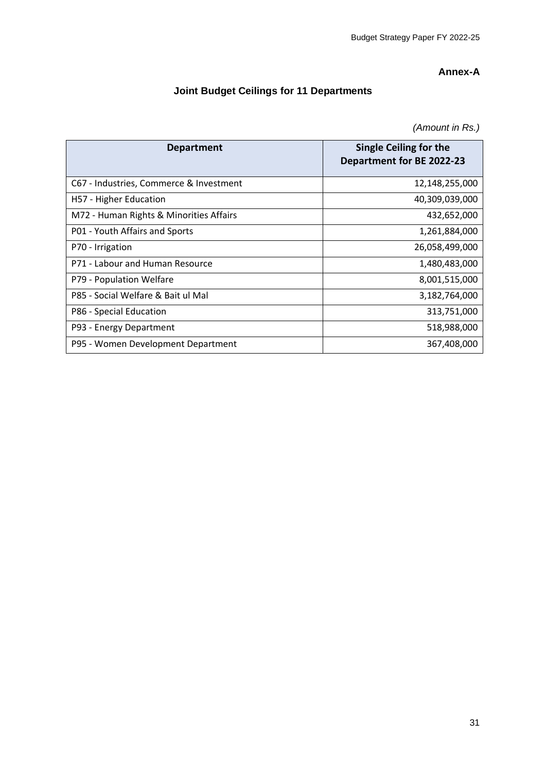**Annex-A**

## Joint Budget Ceilings for 11 Departments

*(Amount in Rs.)*

| Department | Single Ceiling for the Department for BE 2022-23 |
|---|---:|
| C67 - Industries, Commerce & Investment | 12,148,255,000 |
| H57 - Higher Education | 40,309,039,000 |
| M72 - Human Rights & Minorities Affairs | 432,652,000 |
| P01 - Youth Affairs and Sports | 1,261,884,000 |
| P70 - Irrigation | 26,058,499,000 |
| P71 - Labour and Human Resource | 1,480,483,000 |
| P79 - Population Welfare | 8,001,515,000 |
| P85 - Social Welfare & Bait ul Mal | 3,182,764,000 |
| P86 - Special Education | 313,751,000 |
| P93 - Energy Department | 518,988,000 |
| P95 - Women Development Department | 367,408,000 |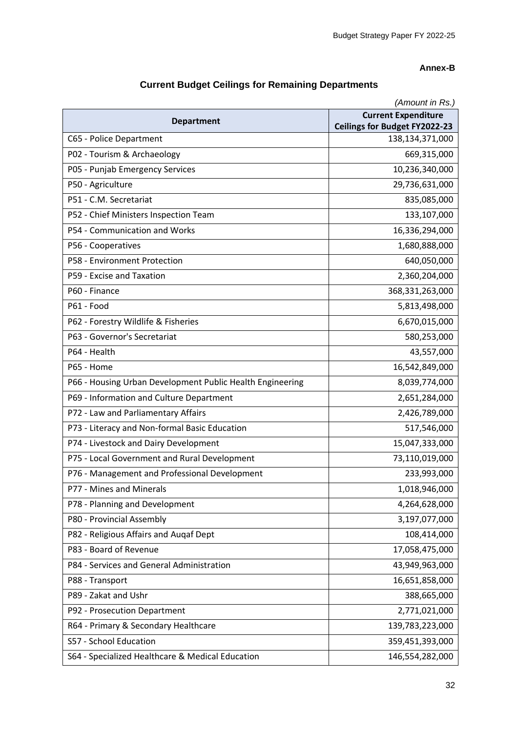**Annex-B**

## Current Budget Ceilings for Remaining Departments

*(Amount in Rs.)*

| Department | Current Expenditure Ceilings for Budget FY2022-23 |
|---|---:|
| C65 - Police Department | 138,134,371,000 |
| P02 - Tourism & Archaeology | 669,315,000 |
| P05 - Punjab Emergency Services | 10,236,340,000 |
| P50 - Agriculture | 29,736,631,000 |
| P51 - C.M. Secretariat | 835,085,000 |
| P52 - Chief Ministers Inspection Team | 133,107,000 |
| P54 - Communication and Works | 16,336,294,000 |
| P56 - Cooperatives | 1,680,888,000 |
| P58 - Environment Protection | 640,050,000 |
| P59 - Excise and Taxation | 2,360,204,000 |
| P60 - Finance | 368,331,263,000 |
| P61 - Food | 5,813,498,000 |
| P62 - Forestry Wildlife & Fisheries | 6,670,015,000 |
| P63 - Governor's Secretariat | 580,253,000 |
| P64 - Health | 43,557,000 |
| P65 - Home | 16,542,849,000 |
| P66 - Housing Urban Development Public Health Engineering | 8,039,774,000 |
| P69 - Information and Culture Department | 2,651,284,000 |
| P72 - Law and Parliamentary Affairs | 2,426,789,000 |
| P73 - Literacy and Non-formal Basic Education | 517,546,000 |
| P74 - Livestock and Dairy Development | 15,047,333,000 |
| P75 - Local Government and Rural Development | 73,110,019,000 |
| P76 - Management and Professional Development | 233,993,000 |
| P77 - Mines and Minerals | 1,018,946,000 |
| P78 - Planning and Development | 4,264,628,000 |
| P80 - Provincial Assembly | 3,197,077,000 |
| P82 - Religious Affairs and Auqaf Dept | 108,414,000 |
| P83 - Board of Revenue | 17,058,475,000 |
| P84 - Services and General Administration | 43,949,963,000 |
| P88 - Transport | 16,651,858,000 |
| P89 - Zakat and Ushr | 388,665,000 |
| P92 - Prosecution Department | 2,771,021,000 |
| R64 - Primary & Secondary Healthcare | 139,783,223,000 |
| S57 - School Education | 359,451,393,000 |
| S64 - Specialized Healthcare & Medical Education | 146,554,282,000 |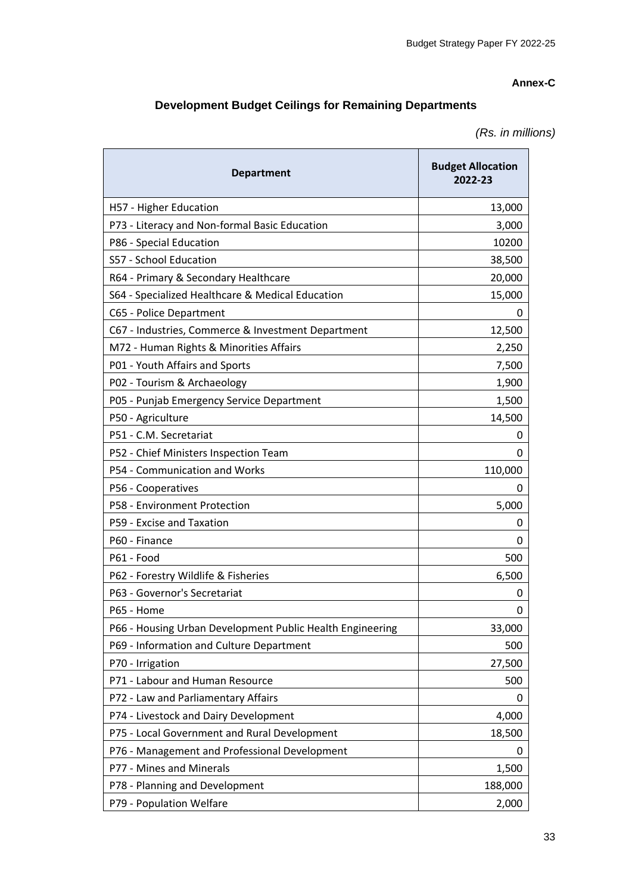**Annex-C**

## Development Budget Ceilings for Remaining Departments

*(Rs. in millions)*

| Department | Budget Allocation 2022-23 |
|---|---:|
| H57 - Higher Education | 13,000 |
| P73 - Literacy and Non-formal Basic Education | 3,000 |
| P86 - Special Education | 10200 |
| S57 - School Education | 38,500 |
| R64 - Primary & Secondary Healthcare | 20,000 |
| S64 - Specialized Healthcare & Medical Education | 15,000 |
| C65 - Police Department | 0 |
| C67 - Industries, Commerce & Investment Department | 12,500 |
| M72 - Human Rights & Minorities Affairs | 2,250 |
| P01 - Youth Affairs and Sports | 7,500 |
| P02 - Tourism & Archaeology | 1,900 |
| P05 - Punjab Emergency Service Department | 1,500 |
| P50 - Agriculture | 14,500 |
| P51 - C.M. Secretariat | 0 |
| P52 - Chief Ministers Inspection Team | 0 |
| P54 - Communication and Works | 110,000 |
| P56 - Cooperatives | 0 |
| P58 - Environment Protection | 5,000 |
| P59 - Excise and Taxation | 0 |
| P60 - Finance | 0 |
| P61 - Food | 500 |
| P62 - Forestry Wildlife & Fisheries | 6,500 |
| P63 - Governor's Secretariat | 0 |
| P65 - Home | 0 |
| P66 - Housing Urban Development Public Health Engineering | 33,000 |
| P69 - Information and Culture Department | 500 |
| P70 - Irrigation | 27,500 |
| P71 - Labour and Human Resource | 500 |
| P72 - Law and Parliamentary Affairs | 0 |
| P74 - Livestock and Dairy Development | 4,000 |
| P75 - Local Government and Rural Development | 18,500 |
| P76 - Management and Professional Development | 0 |
| P77 - Mines and Minerals | 1,500 |
| P78 - Planning and Development | 188,000 |
| P79 - Population Welfare | 2,000 |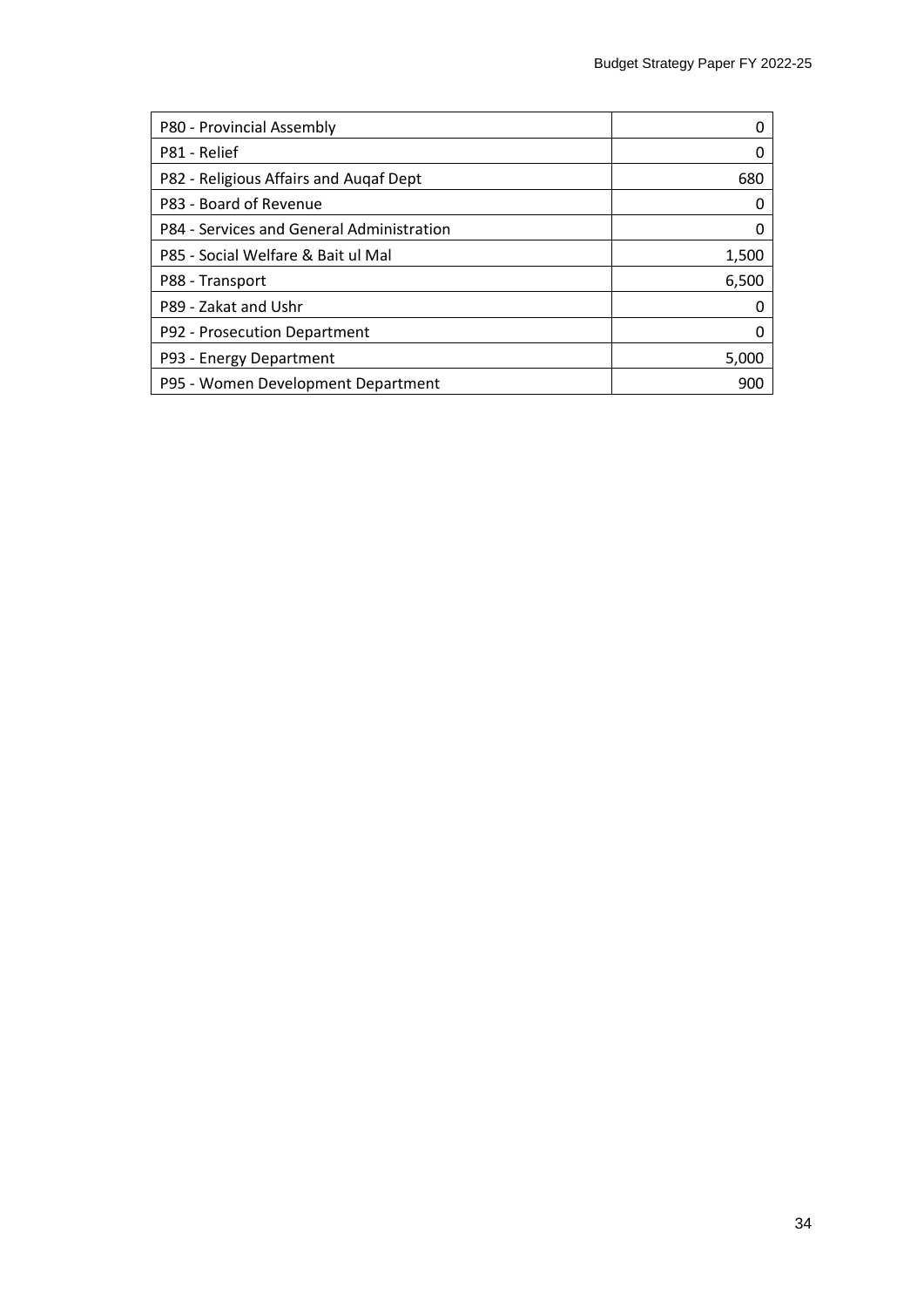| | |
|---|---|
| P80 - Provincial Assembly | 0 |
| P81 - Relief | 0 |
| P82 - Religious Affairs and Auqaf Dept | 680 |
| P83 - Board of Revenue | 0 |
| P84 - Services and General Administration | 0 |
| P85 - Social Welfare & Bait ul Mal | 1,500 |
| P88 - Transport | 6,500 |
| P89 - Zakat and Ushr | 0 |
| P92 - Prosecution Department | 0 |
| P93 - Energy Department | 5,000 |
| P95 - Women Development Department | 900 |